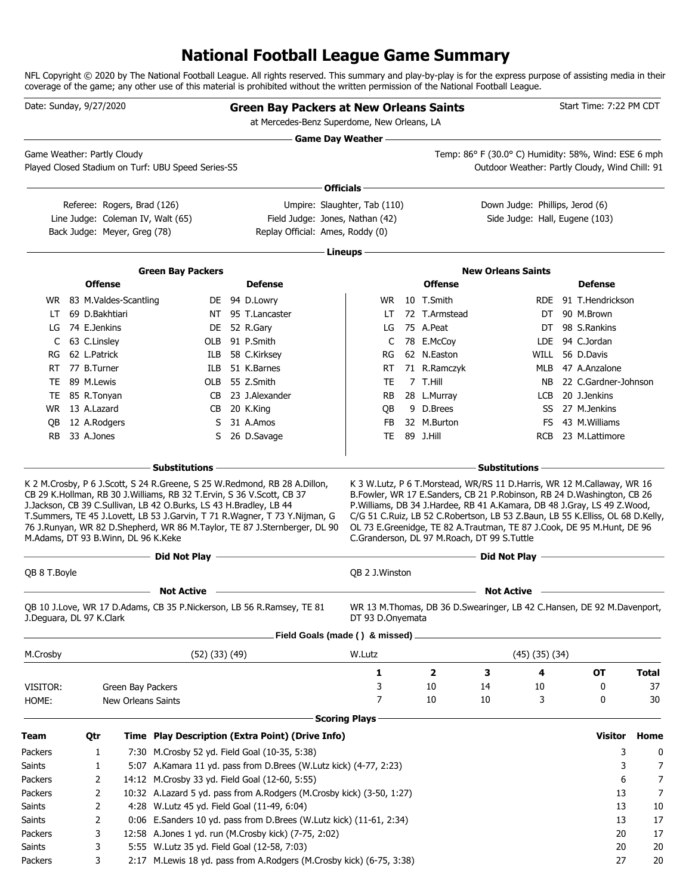# National Football League Game Summary

NFL Copyright © 2020 by The National Football League. All rights reserved. This summary and play-by-play is for the express purpose of assisting media in their coverage of the game; any other use of this material is prohibited without the written permission of the National Football League.

Date: Sunday, 9/27/2020

**Green Bay Packers at New Orleans Saints**

at Mercedes-Benz Superdome, New Orleans, LA

Start Time: 7:22 PM CDT

## Game Day Weather

Game Weather: Partly Cloudy

Temp: 86° F (30.0° C) Humidity: 58%, Wind: ESE 6 mph

Played Closed Stadium on Turf: UBU Speed Series-S5

Outdoor Weather: Partly Cloudy, Wind Chill: 91

## Officials

| | | |
|---|---|---|
| Referee: Rogers, Brad (126) | Umpire: Slaughter, Tab (110) | Down Judge: Phillips, Jerod (6) |
| Line Judge: Coleman IV, Walt (65) | Field Judge: Jones, Nathan (42) | Side Judge: Hall, Eugene (103) |
| Back Judge: Meyer, Greg (78) | Replay Official: Ames, Roddy (0) | |

## Lineups

**Green Bay Packers**

| Offense | | | Defense | | |
|---|---|---|---|---|---|
| WR | 83 | M.Valdes-Scantling | DE | 94 | D.Lowry |
| LT | 69 | D.Bakhtiari | NT | 95 | T.Lancaster |
| LG | 74 | E.Jenkins | DE | 52 | R.Gary |
| C | 63 | C.Linsley | OLB | 91 | P.Smith |
| RG | 62 | L.Patrick | ILB | 58 | C.Kirksey |
| RT | 77 | B.Turner | ILB | 51 | K.Barnes |
| TE | 89 | M.Lewis | OLB | 55 | Z.Smith |
| TE | 85 | R.Tonyan | CB | 23 | J.Alexander |
| WR | 13 | A.Lazard | CB | 20 | K.King |
| QB | 12 | A.Rodgers | S | 31 | A.Amos |
| RB | 33 | A.Jones | S | 26 | D.Savage |

**New Orleans Saints**

| Offense | | | Defense | | |
|---|---|---|---|---|---|
| WR | 10 | T.Smith | RDE | 91 | T.Hendrickson |
| LT | 72 | T.Armstead | DT | 90 | M.Brown |
| LG | 75 | A.Peat | DT | 98 | S.Rankins |
| C | 78 | E.McCoy | LDE | 94 | C.Jordan |
| RG | 62 | N.Easton | WILL | 56 | D.Davis |
| RT | 71 | R.Ramczyk | MLB | 47 | A.Anzalone |
| TE | 7 | T.Hill | NB | 22 | C.Gardner-Johnson |
| RB | 28 | L.Murray | LCB | 20 | J.Jenkins |
| QB | 9 | D.Brees | SS | 27 | M.Jenkins |
| FB | 32 | M.Burton | FS | 43 | M.Williams |
| TE | 89 | J.Hill | RCB | 23 | M.Lattimore |

### Substitutions

**Green Bay Packers:** K 2 M.Crosby, P 6 J.Scott, S 24 R.Greene, S 25 W.Redmond, RB 28 A.Dillon, CB 29 K.Hollman, RB 30 J.Williams, RB 32 T.Ervin, S 36 V.Scott, CB 37 J.Jackson, CB 39 C.Sullivan, LB 42 O.Burks, LS 43 H.Bradley, LB 44 T.Summers, TE 45 J.Lovett, LB 53 J.Garvin, T 71 R.Wagner, T 73 Y.Nijman, G 76 J.Runyan, WR 82 D.Shepherd, WR 86 M.Taylor, TE 87 J.Sternberger, DL 90 M.Adams, DT 93 B.Winn, DL 96 K.Keke

**New Orleans Saints:** K 3 W.Lutz, P 6 T.Morstead, WR/RS 11 D.Harris, WR 12 M.Callaway, WR 16 B.Fowler, WR 17 E.Sanders, CB 21 P.Robinson, RB 24 D.Washington, CB 26 P.Williams, DB 34 J.Hardee, RB 41 A.Kamara, DB 48 J.Gray, LS 49 Z.Wood, C/G 51 C.Ruiz, LB 52 C.Robertson, LB 53 Z.Baun, LB 55 K.Elliss, OL 68 D.Kelly, OL 73 E.Greenidge, TE 82 A.Trautman, TE 87 J.Cook, DE 95 M.Hunt, DE 96 C.Granderson, DL 97 M.Roach, DT 99 S.Tuttle

### Did Not Play

**Green Bay Packers:** QB 8 T.Boyle

**New Orleans Saints:** QB 2 J.Winston

### Not Active

**Green Bay Packers:** QB 10 J.Love, WR 17 D.Adams, CB 35 P.Nickerson, LB 56 R.Ramsey, TE 81 J.Deguara, DL 97 K.Clark

**New Orleans Saints:** WR 13 M.Thomas, DB 36 D.Swearinger, LB 42 C.Hansen, DE 92 M.Davenport, DT 93 D.Onyemata

## Field Goals (made ( ) & missed)

| | | | |
|---|---|---|---|
| M.Crosby | (52) (33) (49) | W.Lutz | (45) (35) (34) |

| | | 1 | 2 | 3 | 4 | OT | Total |
|---|---|---|---|---|---|---|---|
| VISITOR: | Green Bay Packers | 3 | 10 | 14 | 10 | 0 | 37 |
| HOME: | New Orleans Saints | 7 | 10 | 10 | 3 | 0 | 30 |

## Scoring Plays

| Team | Qtr | Time | Play Description (Extra Point) (Drive Info) | Visitor | Home |
|---|---|---|---|---|---|
| Packers | 1 | 7:30 | M.Crosby 52 yd. Field Goal (10-35, 5:38) | 3 | 0 |
| Saints | 1 | 5:07 | A.Kamara 11 yd. pass from D.Brees (W.Lutz kick) (4-77, 2:23) | 3 | 7 |
| Packers | 2 | 14:12 | M.Crosby 33 yd. Field Goal (12-60, 5:55) | 6 | 7 |
| Packers | 2 | 10:32 | A.Lazard 5 yd. pass from A.Rodgers (M.Crosby kick) (3-50, 1:27) | 13 | 7 |
| Saints | 2 | 4:28 | W.Lutz 45 yd. Field Goal (11-49, 6:04) | 13 | 10 |
| Saints | 2 | 0:06 | E.Sanders 10 yd. pass from D.Brees (W.Lutz kick) (11-61, 2:34) | 13 | 17 |
| Packers | 3 | 12:58 | A.Jones 1 yd. run (M.Crosby kick) (7-75, 2:02) | 20 | 17 |
| Saints | 3 | 5:55 | W.Lutz 35 yd. Field Goal (12-58, 7:03) | 20 | 20 |
| Packers | 3 | 2:17 | M.Lewis 18 yd. pass from A.Rodgers (M.Crosby kick) (6-75, 3:38) | 27 | 20 |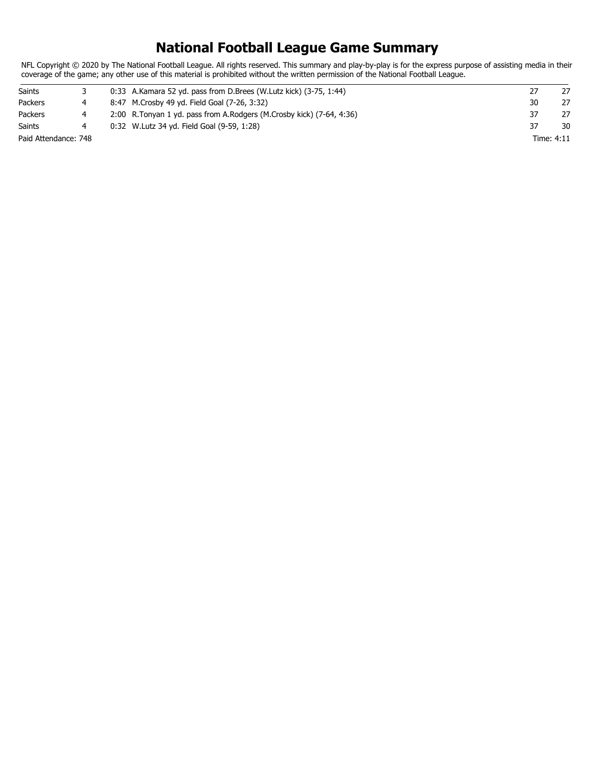# National Football League Game Summary

NFL Copyright © 2020 by The National Football League. All rights reserved. This summary and play-by-play is for the express purpose of assisting media in their coverage of the game; any other use of this material is prohibited without the written permission of the National Football League.

| | | | | |
|---|---|---|---|---|
| Saints | 3 | 0:33 A.Kamara 52 yd. pass from D.Brees (W.Lutz kick) (3-75, 1:44) | 27 | 27 |
| Packers | 4 | 8:47 M.Crosby 49 yd. Field Goal (7-26, 3:32) | 30 | 27 |
| Packers | 4 | 2:00 R.Tonyan 1 yd. pass from A.Rodgers (M.Crosby kick) (7-64, 4:36) | 37 | 27 |
| Saints | 4 | 0:32 W.Lutz 34 yd. Field Goal (9-59, 1:28) | 37 | 30 |

Paid Attendance: 748 Time: 4:11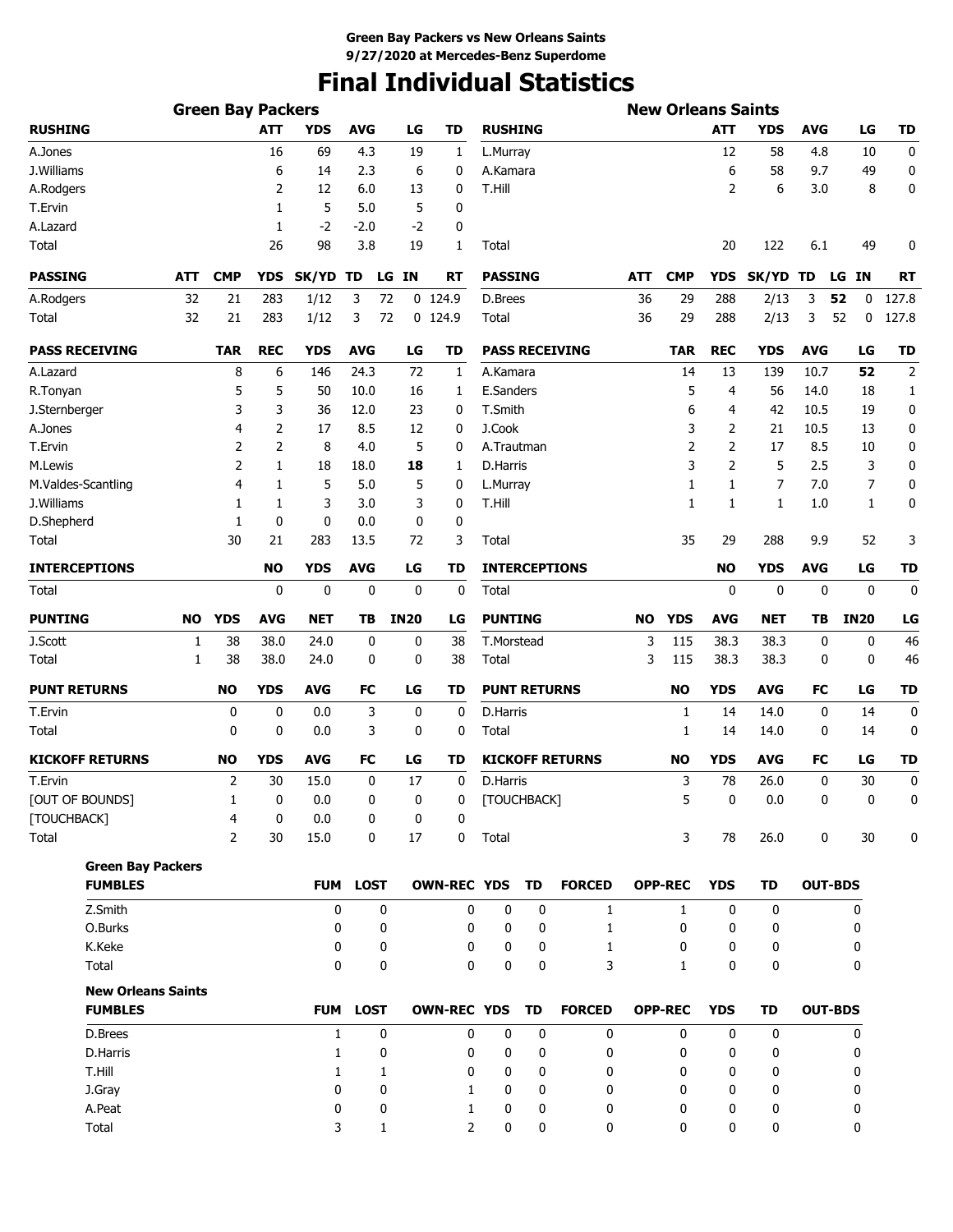**Green Bay Packers vs New Orleans Saints**
**9/27/2020 at Mercedes-Benz Superdome**

# Final Individual Statistics

## Green Bay Packers

| RUSHING | ATT | YDS | AVG | LG | TD |
|---|---|---|---|---|---|
| A.Jones | 16 | 69 | 4.3 | 19 | 1 |
| J.Williams | 6 | 14 | 2.3 | 6 | 0 |
| A.Rodgers | 2 | 12 | 6.0 | 13 | 0 |
| T.Ervin | 1 | 5 | 5.0 | 5 | 0 |
| A.Lazard | 1 | -2 | -2.0 | -2 | 0 |
| Total | 26 | 98 | 3.8 | 19 | 1 |

| PASSING | ATT | CMP | YDS | SK/YD | TD | LG | IN | RT |
|---|---|---|---|---|---|---|---|---|
| A.Rodgers | 32 | 21 | 283 | 1/12 | 3 | 72 | 0 | 124.9 |
| Total | 32 | 21 | 283 | 1/12 | 3 | 72 | 0 | 124.9 |

| PASS RECEIVING | TAR | REC | YDS | AVG | LG | TD |
|---|---|---|---|---|---|---|
| A.Lazard | 8 | 6 | 146 | 24.3 | 72 | 1 |
| R.Tonyan | 5 | 5 | 50 | 10.0 | 16 | 1 |
| J.Sternberger | 3 | 3 | 36 | 12.0 | 23 | 0 |
| A.Jones | 4 | 2 | 17 | 8.5 | 12 | 0 |
| T.Ervin | 2 | 2 | 8 | 4.0 | 5 | 0 |
| M.Lewis | 2 | 1 | 18 | 18.0 | **18** | 1 |
| M.Valdes-Scantling | 4 | 1 | 5 | 5.0 | 5 | 0 |
| J.Williams | 1 | 1 | 3 | 3.0 | 3 | 0 |
| D.Shepherd | 1 | 0 | 0 | 0.0 | 0 | 0 |
| Total | 30 | 21 | 283 | 13.5 | 72 | 3 |

| INTERCEPTIONS | NO | YDS | AVG | LG | TD |
|---|---|---|---|---|---|
| Total | 0 | 0 | 0 | 0 | 0 |

| PUNTING | NO | YDS | AVG | NET | TB | IN20 | LG |
|---|---|---|---|---|---|---|---|
| J.Scott | 1 | 38 | 38.0 | 24.0 | 0 | 0 | 38 |
| Total | 1 | 38 | 38.0 | 24.0 | 0 | 0 | 38 |

| PUNT RETURNS | NO | YDS | AVG | FC | LG | TD |
|---|---|---|---|---|---|---|
| T.Ervin | 0 | 0 | 0.0 | 3 | 0 | 0 |
| Total | 0 | 0 | 0.0 | 3 | 0 | 0 |

| KICKOFF RETURNS | NO | YDS | AVG | FC | LG | TD |
|---|---|---|---|---|---|---|
| T.Ervin | 2 | 30 | 15.0 | 0 | 17 | 0 |
| [OUT OF BOUNDS] | 1 | 0 | 0.0 | 0 | 0 | 0 |
| [TOUCHBACK] | 4 | 0 | 0.0 | 0 | 0 | 0 |
| Total | 2 | 30 | 15.0 | 0 | 17 | 0 |

## New Orleans Saints

| RUSHING | ATT | YDS | AVG | LG | TD |
|---|---|---|---|---|---|
| L.Murray | 12 | 58 | 4.8 | 10 | 0 |
| A.Kamara | 6 | 58 | 9.7 | 49 | 0 |
| T.Hill | 2 | 6 | 3.0 | 8 | 0 |
| Total | 20 | 122 | 6.1 | 49 | 0 |

| PASSING | ATT | CMP | YDS | SK/YD | TD | LG | IN | RT |
|---|---|---|---|---|---|---|---|---|
| D.Brees | 36 | 29 | 288 | 2/13 | 3 | **52** | 0 | 127.8 |
| Total | 36 | 29 | 288 | 2/13 | 3 | 52 | 0 | 127.8 |

| PASS RECEIVING | TAR | REC | YDS | AVG | LG | TD |
|---|---|---|---|---|---|---|
| A.Kamara | 14 | 13 | 139 | 10.7 | **52** | 2 |
| E.Sanders | 5 | 4 | 56 | 14.0 | 18 | 1 |
| T.Smith | 6 | 4 | 42 | 10.5 | 19 | 0 |
| J.Cook | 3 | 2 | 21 | 10.5 | 13 | 0 |
| A.Trautman | 2 | 2 | 17 | 8.5 | 10 | 0 |
| D.Harris | 3 | 2 | 5 | 2.5 | 3 | 0 |
| L.Murray | 1 | 1 | 7 | 7.0 | 7 | 0 |
| T.Hill | 1 | 1 | 1 | 1.0 | 1 | 0 |
| Total | 35 | 29 | 288 | 9.9 | 52 | 3 |

| INTERCEPTIONS | NO | YDS | AVG | LG | TD |
|---|---|---|---|---|---|
| Total | 0 | 0 | 0 | 0 | 0 |

| PUNTING | NO | YDS | AVG | NET | TB | IN20 | LG |
|---|---|---|---|---|---|---|---|
| T.Morstead | 3 | 115 | 38.3 | 38.3 | 0 | 0 | 46 |
| Total | 3 | 115 | 38.3 | 38.3 | 0 | 0 | 46 |

| PUNT RETURNS | NO | YDS | AVG | FC | LG | TD |
|---|---|---|---|---|---|---|
| D.Harris | 1 | 14 | 14.0 | 0 | 14 | 0 |
| Total | 1 | 14 | 14.0 | 0 | 14 | 0 |

| KICKOFF RETURNS | NO | YDS | AVG | FC | LG | TD |
|---|---|---|---|---|---|---|
| D.Harris | 3 | 78 | 26.0 | 0 | 30 | 0 |
| [TOUCHBACK] | 5 | 0 | 0.0 | 0 | 0 | 0 |
| Total | 3 | 78 | 26.0 | 0 | 30 | 0 |

## Green Bay Packers

| FUMBLES | FUM | LOST | OWN-REC | YDS | TD | FORCED | OPP-REC | YDS | TD | OUT-BDS |
|---|---|---|---|---|---|---|---|---|---|---|
| Z.Smith | 0 | 0 | 0 | 0 | 0 | 1 | 1 | 0 | 0 | 0 |
| O.Burks | 0 | 0 | 0 | 0 | 0 | 1 | 0 | 0 | 0 | 0 |
| K.Keke | 0 | 0 | 0 | 0 | 0 | 1 | 0 | 0 | 0 | 0 |
| Total | 0 | 0 | 0 | 0 | 0 | 3 | 1 | 0 | 0 | 0 |

## New Orleans Saints

| FUMBLES | FUM | LOST | OWN-REC | YDS | TD | FORCED | OPP-REC | YDS | TD | OUT-BDS |
|---|---|---|---|---|---|---|---|---|---|---|
| D.Brees | 1 | 0 | 0 | 0 | 0 | 0 | 0 | 0 | 0 | 0 |
| D.Harris | 1 | 0 | 0 | 0 | 0 | 0 | 0 | 0 | 0 | 0 |
| T.Hill | 1 | 1 | 0 | 0 | 0 | 0 | 0 | 0 | 0 | 0 |
| J.Gray | 0 | 0 | 1 | 0 | 0 | 0 | 0 | 0 | 0 | 0 |
| A.Peat | 0 | 0 | 1 | 0 | 0 | 0 | 0 | 0 | 0 | 0 |
| Total | 3 | 1 | 2 | 0 | 0 | 0 | 0 | 0 | 0 | 0 |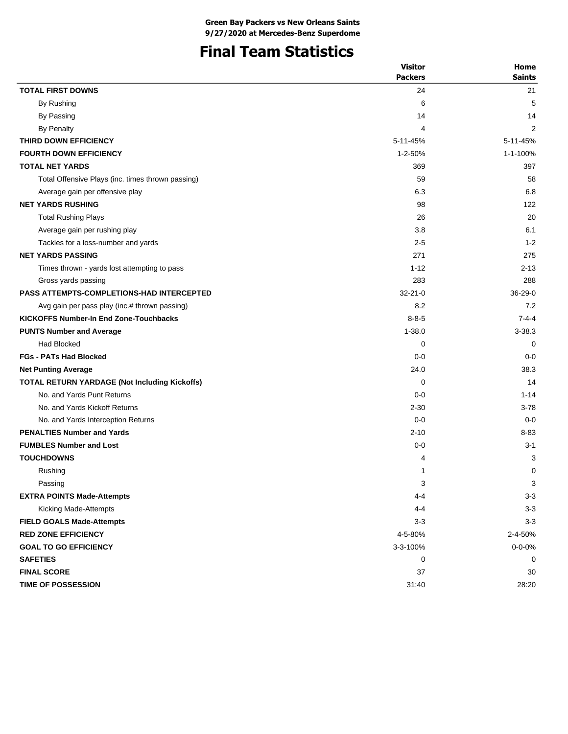**Green Bay Packers vs New Orleans Saints**
**9/27/2020 at Mercedes-Benz Superdome**

# Final Team Statistics

| | Visitor Packers | Home Saints |
|---|---|---|
| **TOTAL FIRST DOWNS** | 24 | 21 |
| By Rushing | 6 | 5 |
| By Passing | 14 | 14 |
| By Penalty | 4 | 2 |
| **THIRD DOWN EFFICIENCY** | 5-11-45% | 5-11-45% |
| **FOURTH DOWN EFFICIENCY** | 1-2-50% | 1-1-100% |
| **TOTAL NET YARDS** | 369 | 397 |
| Total Offensive Plays (inc. times thrown passing) | 59 | 58 |
| Average gain per offensive play | 6.3 | 6.8 |
| **NET YARDS RUSHING** | 98 | 122 |
| Total Rushing Plays | 26 | 20 |
| Average gain per rushing play | 3.8 | 6.1 |
| Tackles for a loss-number and yards | 2-5 | 1-2 |
| **NET YARDS PASSING** | 271 | 275 |
| Times thrown - yards lost attempting to pass | 1-12 | 2-13 |
| Gross yards passing | 283 | 288 |
| **PASS ATTEMPTS-COMPLETIONS-HAD INTERCEPTED** | 32-21-0 | 36-29-0 |
| Avg gain per pass play (inc.# thrown passing) | 8.2 | 7.2 |
| **KICKOFFS Number-In End Zone-Touchbacks** | 8-8-5 | 7-4-4 |
| **PUNTS Number and Average** | 1-38.0 | 3-38.3 |
| Had Blocked | 0 | 0 |
| **FGs - PATs Had Blocked** | 0-0 | 0-0 |
| **Net Punting Average** | 24.0 | 38.3 |
| **TOTAL RETURN YARDAGE (Not Including Kickoffs)** | 0 | 14 |
| No. and Yards Punt Returns | 0-0 | 1-14 |
| No. and Yards Kickoff Returns | 2-30 | 3-78 |
| No. and Yards Interception Returns | 0-0 | 0-0 |
| **PENALTIES Number and Yards** | 2-10 | 8-83 |
| **FUMBLES Number and Lost** | 0-0 | 3-1 |
| **TOUCHDOWNS** | 4 | 3 |
| Rushing | 1 | 0 |
| Passing | 3 | 3 |
| **EXTRA POINTS Made-Attempts** | 4-4 | 3-3 |
| Kicking Made-Attempts | 4-4 | 3-3 |
| **FIELD GOALS Made-Attempts** | 3-3 | 3-3 |
| **RED ZONE EFFICIENCY** | 4-5-80% | 2-4-50% |
| **GOAL TO GO EFFICIENCY** | 3-3-100% | 0-0-0% |
| **SAFETIES** | 0 | 0 |
| **FINAL SCORE** | 37 | 30 |
| **TIME OF POSSESSION** | 31:40 | 28:20 |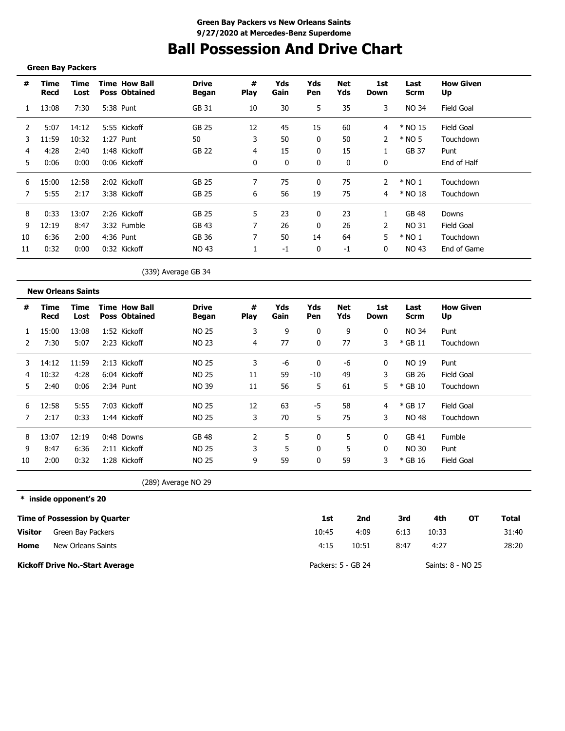**Green Bay Packers vs New Orleans Saints**
**9/27/2020 at Mercedes-Benz Superdome**

# Ball Possession And Drive Chart

**Green Bay Packers**

| # | Time Recd | Time Lost | Time Poss | How Ball Obtained | Drive Began | # Play | Yds Gain | Yds Pen | Net Yds | 1st Down | Last Scrm | How Given Up |
|---|---|---|---|---|---|---|---|---|---|---|---|---|
| 1 | 13:08 | 7:30 | 5:38 | Punt | GB 31 | 10 | 30 | 5 | 35 | 3 | NO 34 | Field Goal |
| 2 | 5:07 | 14:12 | 5:55 | Kickoff | GB 25 | 12 | 45 | 15 | 60 | 4 | * NO 15 | Field Goal |
| 3 | 11:59 | 10:32 | 1:27 | Punt | 50 | 3 | 50 | 0 | 50 | 2 | * NO 5 | Touchdown |
| 4 | 4:28 | 2:40 | 1:48 | Kickoff | GB 22 | 4 | 15 | 0 | 15 | 1 | GB 37 | Punt |
| 5 | 0:06 | 0:00 | 0:06 | Kickoff | | 0 | 0 | 0 | 0 | 0 | | End of Half |
| 6 | 15:00 | 12:58 | 2:02 | Kickoff | GB 25 | 7 | 75 | 0 | 75 | 2 | * NO 1 | Touchdown |
| 7 | 5:55 | 2:17 | 3:38 | Kickoff | GB 25 | 6 | 56 | 19 | 75 | 4 | * NO 18 | Touchdown |
| 8 | 0:33 | 13:07 | 2:26 | Kickoff | GB 25 | 5 | 23 | 0 | 23 | 1 | GB 48 | Downs |
| 9 | 12:19 | 8:47 | 3:32 | Fumble | GB 43 | 7 | 26 | 0 | 26 | 2 | NO 31 | Field Goal |
| 10 | 6:36 | 2:00 | 4:36 | Punt | GB 36 | 7 | 50 | 14 | 64 | 5 | * NO 1 | Touchdown |
| 11 | 0:32 | 0:00 | 0:32 | Kickoff | NO 43 | 1 | -1 | 0 | -1 | 0 | NO 43 | End of Game |

(339) Average GB 34

**New Orleans Saints**

| # | Time Recd | Time Lost | Time Poss | How Ball Obtained | Drive Began | # Play | Yds Gain | Yds Pen | Net Yds | 1st Down | Last Scrm | How Given Up |
|---|---|---|---|---|---|---|---|---|---|---|---|---|
| 1 | 15:00 | 13:08 | 1:52 | Kickoff | NO 25 | 3 | 9 | 0 | 9 | 0 | NO 34 | Punt |
| 2 | 7:30 | 5:07 | 2:23 | Kickoff | NO 23 | 4 | 77 | 0 | 77 | 3 | * GB 11 | Touchdown |
| 3 | 14:12 | 11:59 | 2:13 | Kickoff | NO 25 | 3 | -6 | 0 | -6 | 0 | NO 19 | Punt |
| 4 | 10:32 | 4:28 | 6:04 | Kickoff | NO 25 | 11 | 59 | -10 | 49 | 3 | GB 26 | Field Goal |
| 5 | 2:40 | 0:06 | 2:34 | Punt | NO 39 | 11 | 56 | 5 | 61 | 5 | * GB 10 | Touchdown |
| 6 | 12:58 | 5:55 | 7:03 | Kickoff | NO 25 | 12 | 63 | -5 | 58 | 4 | * GB 17 | Field Goal |
| 7 | 2:17 | 0:33 | 1:44 | Kickoff | NO 25 | 3 | 70 | 5 | 75 | 3 | NO 48 | Touchdown |
| 8 | 13:07 | 12:19 | 0:48 | Downs | GB 48 | 2 | 5 | 0 | 5 | 0 | GB 41 | Fumble |
| 9 | 8:47 | 6:36 | 2:11 | Kickoff | NO 25 | 3 | 5 | 0 | 5 | 0 | NO 30 | Punt |
| 10 | 2:00 | 0:32 | 1:28 | Kickoff | NO 25 | 9 | 59 | 0 | 59 | 3 | * GB 16 | Field Goal |

(289) Average NO 29

**\* inside opponent's 20**

| Time of Possession by Quarter | | 1st | 2nd | 3rd | 4th | OT | Total |
|---|---|---|---|---|---|---|---|
| **Visitor** | Green Bay Packers | 10:45 | 4:09 | 6:13 | 10:33 | | 31:40 |
| **Home** | New Orleans Saints | 4:15 | 10:51 | 8:47 | 4:27 | | 28:20 |

**Kickoff Drive No.-Start Average** Packers: 5 - GB 24 Saints: 8 - NO 25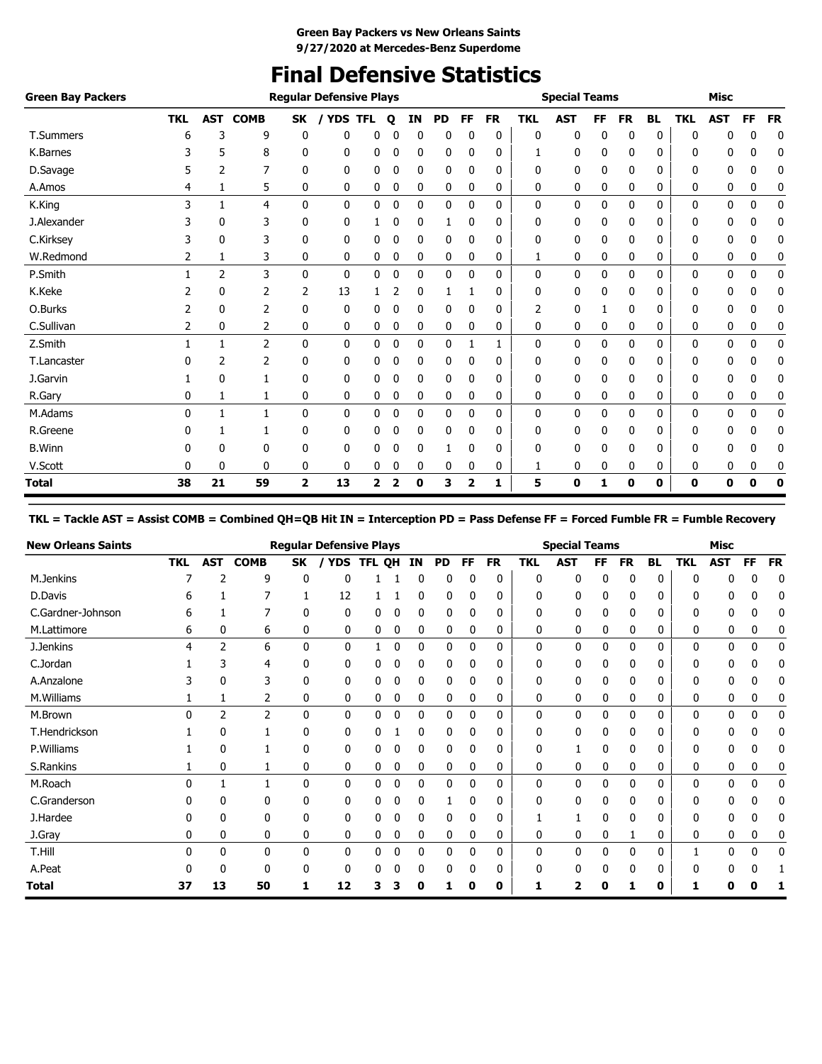**Green Bay Packers vs New Orleans Saints**
**9/27/2020 at Mercedes-Benz Superdome**

# Final Defensive Statistics

| Green Bay Packers | Regular Defensive Plays | | | | | | | | | | | Special Teams | | | | | Misc | | | |
|---|---|---|---|---|---|---|---|---|---|---|---|---|---|---|---|---|---|---|---|---|
| | TKL | AST | COMB | SK | / YDS | TFL | Q | IN | PD | FF | FR | TKL | AST | FF | FR | BL | TKL | AST | FF | FR |
| T.Summers | 6 | 3 | 9 | 0 | 0 | 0 | 0 | 0 | 0 | 0 | 0 | 0 | 0 | 0 | 0 | 0 | 0 | 0 | 0 | 0 |
| K.Barnes | 3 | 5 | 8 | 0 | 0 | 0 | 0 | 0 | 0 | 0 | 0 | 1 | 0 | 0 | 0 | 0 | 0 | 0 | 0 | 0 |
| D.Savage | 5 | 2 | 7 | 0 | 0 | 0 | 0 | 0 | 0 | 0 | 0 | 0 | 0 | 0 | 0 | 0 | 0 | 0 | 0 | 0 |
| A.Amos | 4 | 1 | 5 | 0 | 0 | 0 | 0 | 0 | 0 | 0 | 0 | 0 | 0 | 0 | 0 | 0 | 0 | 0 | 0 | 0 |
| K.King | 3 | 1 | 4 | 0 | 0 | 0 | 0 | 0 | 0 | 0 | 0 | 0 | 0 | 0 | 0 | 0 | 0 | 0 | 0 | 0 |
| J.Alexander | 3 | 0 | 3 | 0 | 0 | 1 | 0 | 0 | 1 | 0 | 0 | 0 | 0 | 0 | 0 | 0 | 0 | 0 | 0 | 0 |
| C.Kirksey | 3 | 0 | 3 | 0 | 0 | 0 | 0 | 0 | 0 | 0 | 0 | 0 | 0 | 0 | 0 | 0 | 0 | 0 | 0 | 0 |
| W.Redmond | 2 | 1 | 3 | 0 | 0 | 0 | 0 | 0 | 0 | 0 | 0 | 1 | 0 | 0 | 0 | 0 | 0 | 0 | 0 | 0 |
| P.Smith | 1 | 2 | 3 | 0 | 0 | 0 | 0 | 0 | 0 | 0 | 0 | 0 | 0 | 0 | 0 | 0 | 0 | 0 | 0 | 0 |
| K.Keke | 2 | 0 | 2 | 2 | 13 | 1 | 2 | 0 | 1 | 1 | 0 | 0 | 0 | 0 | 0 | 0 | 0 | 0 | 0 | 0 |
| O.Burks | 2 | 0 | 2 | 0 | 0 | 0 | 0 | 0 | 0 | 0 | 0 | 2 | 0 | 1 | 0 | 0 | 0 | 0 | 0 | 0 |
| C.Sullivan | 2 | 0 | 2 | 0 | 0 | 0 | 0 | 0 | 0 | 0 | 0 | 0 | 0 | 0 | 0 | 0 | 0 | 0 | 0 | 0 |
| Z.Smith | 1 | 1 | 2 | 0 | 0 | 0 | 0 | 0 | 0 | 1 | 1 | 0 | 0 | 0 | 0 | 0 | 0 | 0 | 0 | 0 |
| T.Lancaster | 0 | 2 | 2 | 0 | 0 | 0 | 0 | 0 | 0 | 0 | 0 | 0 | 0 | 0 | 0 | 0 | 0 | 0 | 0 | 0 |
| J.Garvin | 1 | 0 | 1 | 0 | 0 | 0 | 0 | 0 | 0 | 0 | 0 | 0 | 0 | 0 | 0 | 0 | 0 | 0 | 0 | 0 |
| R.Gary | 0 | 1 | 1 | 0 | 0 | 0 | 0 | 0 | 0 | 0 | 0 | 0 | 0 | 0 | 0 | 0 | 0 | 0 | 0 | 0 |
| M.Adams | 0 | 1 | 1 | 0 | 0 | 0 | 0 | 0 | 0 | 0 | 0 | 0 | 0 | 0 | 0 | 0 | 0 | 0 | 0 | 0 |
| R.Greene | 0 | 1 | 1 | 0 | 0 | 0 | 0 | 0 | 0 | 0 | 0 | 0 | 0 | 0 | 0 | 0 | 0 | 0 | 0 | 0 |
| B.Winn | 0 | 0 | 0 | 0 | 0 | 0 | 0 | 0 | 1 | 0 | 0 | 0 | 0 | 0 | 0 | 0 | 0 | 0 | 0 | 0 |
| V.Scott | 0 | 0 | 0 | 0 | 0 | 0 | 0 | 0 | 0 | 0 | 0 | 1 | 0 | 0 | 0 | 0 | 0 | 0 | 0 | 0 |
| **Total** | **38** | **21** | **59** | **2** | **13** | **2** | **2** | **0** | **3** | **2** | **1** | **5** | **0** | **1** | **0** | **0** | **0** | **0** | **0** | **0** |

**TKL = Tackle AST = Assist COMB = Combined QH=QB Hit IN = Interception PD = Pass Defense FF = Forced Fumble FR = Fumble Recovery**

| New Orleans Saints | Regular Defensive Plays | | | | | | | | | | | Special Teams | | | | | Misc | | | |
|---|---|---|---|---|---|---|---|---|---|---|---|---|---|---|---|---|---|---|---|---|
| | TKL | AST | COMB | SK | / YDS | TFL | QH | IN | PD | FF | FR | TKL | AST | FF | FR | BL | TKL | AST | FF | FR |
| M.Jenkins | 7 | 2 | 9 | 0 | 0 | 1 | 1 | 0 | 0 | 0 | 0 | 0 | 0 | 0 | 0 | 0 | 0 | 0 | 0 | 0 |
| D.Davis | 6 | 1 | 7 | 1 | 12 | 1 | 1 | 0 | 0 | 0 | 0 | 0 | 0 | 0 | 0 | 0 | 0 | 0 | 0 | 0 |
| C.Gardner-Johnson | 6 | 1 | 7 | 0 | 0 | 0 | 0 | 0 | 0 | 0 | 0 | 0 | 0 | 0 | 0 | 0 | 0 | 0 | 0 | 0 |
| M.Lattimore | 6 | 0 | 6 | 0 | 0 | 0 | 0 | 0 | 0 | 0 | 0 | 0 | 0 | 0 | 0 | 0 | 0 | 0 | 0 | 0 |
| J.Jenkins | 4 | 2 | 6 | 0 | 0 | 1 | 0 | 0 | 0 | 0 | 0 | 0 | 0 | 0 | 0 | 0 | 0 | 0 | 0 | 0 |
| C.Jordan | 1 | 3 | 4 | 0 | 0 | 0 | 0 | 0 | 0 | 0 | 0 | 0 | 0 | 0 | 0 | 0 | 0 | 0 | 0 | 0 |
| A.Anzalone | 3 | 0 | 3 | 0 | 0 | 0 | 0 | 0 | 0 | 0 | 0 | 0 | 0 | 0 | 0 | 0 | 0 | 0 | 0 | 0 |
| M.Williams | 1 | 1 | 2 | 0 | 0 | 0 | 0 | 0 | 0 | 0 | 0 | 0 | 0 | 0 | 0 | 0 | 0 | 0 | 0 | 0 |
| M.Brown | 0 | 2 | 2 | 0 | 0 | 0 | 0 | 0 | 0 | 0 | 0 | 0 | 0 | 0 | 0 | 0 | 0 | 0 | 0 | 0 |
| T.Hendrickson | 1 | 0 | 1 | 0 | 0 | 0 | 1 | 0 | 0 | 0 | 0 | 0 | 0 | 0 | 0 | 0 | 0 | 0 | 0 | 0 |
| P.Williams | 1 | 0 | 1 | 0 | 0 | 0 | 0 | 0 | 0 | 0 | 0 | 0 | 1 | 0 | 0 | 0 | 0 | 0 | 0 | 0 |
| S.Rankins | 1 | 0 | 1 | 0 | 0 | 0 | 0 | 0 | 0 | 0 | 0 | 0 | 0 | 0 | 0 | 0 | 0 | 0 | 0 | 0 |
| M.Roach | 0 | 1 | 1 | 0 | 0 | 0 | 0 | 0 | 0 | 0 | 0 | 0 | 0 | 0 | 0 | 0 | 0 | 0 | 0 | 0 |
| C.Granderson | 0 | 0 | 0 | 0 | 0 | 0 | 0 | 0 | 1 | 0 | 0 | 0 | 0 | 0 | 0 | 0 | 0 | 0 | 0 | 0 |
| J.Hardee | 0 | 0 | 0 | 0 | 0 | 0 | 0 | 0 | 0 | 0 | 0 | 1 | 1 | 0 | 0 | 0 | 0 | 0 | 0 | 0 |
| J.Gray | 0 | 0 | 0 | 0 | 0 | 0 | 0 | 0 | 0 | 0 | 0 | 0 | 0 | 0 | 1 | 0 | 0 | 0 | 0 | 0 |
| T.Hill | 0 | 0 | 0 | 0 | 0 | 0 | 0 | 0 | 0 | 0 | 0 | 0 | 0 | 0 | 0 | 0 | 1 | 0 | 0 | 0 |
| A.Peat | 0 | 0 | 0 | 0 | 0 | 0 | 0 | 0 | 0 | 0 | 0 | 0 | 0 | 0 | 0 | 0 | 0 | 0 | 0 | 1 |
| **Total** | **37** | **13** | **50** | **1** | **12** | **3** | **3** | **0** | **1** | **0** | **0** | **1** | **2** | **0** | **1** | **0** | **1** | **0** | **0** | **1** |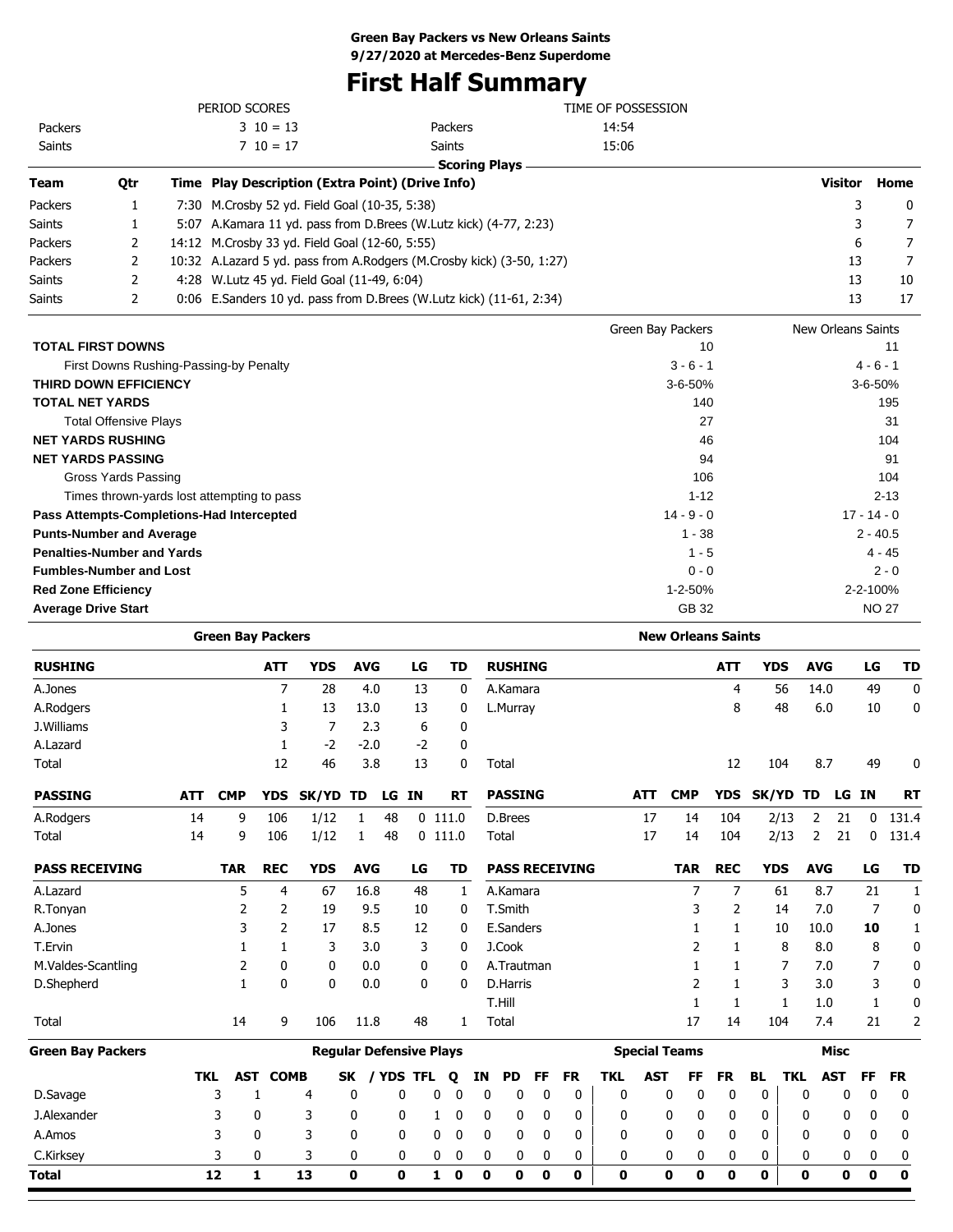**Green Bay Packers vs New Orleans Saints**
**9/27/2020 at Mercedes-Benz Superdome**

# First Half Summary

| PERIOD SCORES | | | TIME OF POSSESSION |
|---|---|---|---|
| Packers | 3 10 = 13 | Packers | 14:54 |
| Saints | 7 10 = 17 | Saints | 15:06 |

**Scoring Plays**

| Team | Qtr | Time | Play Description (Extra Point) (Drive Info) | Visitor | Home |
|---|---|---|---|---|---|
| Packers | 1 | 7:30 | M.Crosby 52 yd. Field Goal (10-35, 5:38) | 3 | 0 |
| Saints | 1 | 5:07 | A.Kamara 11 yd. pass from D.Brees (W.Lutz kick) (4-77, 2:23) | 3 | 7 |
| Packers | 2 | 14:12 | M.Crosby 33 yd. Field Goal (12-60, 5:55) | 6 | 7 |
| Packers | 2 | 10:32 | A.Lazard 5 yd. pass from A.Rodgers (M.Crosby kick) (3-50, 1:27) | 13 | 7 |
| Saints | 2 | 4:28 | W.Lutz 45 yd. Field Goal (11-49, 6:04) | 13 | 10 |
| Saints | 2 | 0:06 | E.Sanders 10 yd. pass from D.Brees (W.Lutz kick) (11-61, 2:34) | 13 | 17 |

| | Green Bay Packers | New Orleans Saints |
|---|---|---|
| **TOTAL FIRST DOWNS** | 10 | 11 |
| First Downs Rushing-Passing-by Penalty | 3 - 6 - 1 | 4 - 6 - 1 |
| **THIRD DOWN EFFICIENCY** | 3-6-50% | 3-6-50% |
| **TOTAL NET YARDS** | 140 | 195 |
| Total Offensive Plays | 27 | 31 |
| **NET YARDS RUSHING** | 46 | 104 |
| **NET YARDS PASSING** | 94 | 91 |
| Gross Yards Passing | 106 | 104 |
| Times thrown-yards lost attempting to pass | 1-12 | 2-13 |
| **Pass Attempts-Completions-Had Intercepted** | 14 - 9 - 0 | 17 - 14 - 0 |
| **Punts-Number and Average** | 1 - 38 | 2 - 40.5 |
| **Penalties-Number and Yards** | 1 - 5 | 4 - 45 |
| **Fumbles-Number and Lost** | 0 - 0 | 2 - 0 |
| **Red Zone Efficiency** | 1-2-50% | 2-2-100% |
| **Average Drive Start** | GB 32 | NO 27 |

## Green Bay Packers

| RUSHING | ATT | YDS | AVG | LG | TD |
|---|---|---|---|---|---|
| A.Jones | 7 | 28 | 4.0 | 13 | 0 |
| A.Rodgers | 1 | 13 | 13.0 | 13 | 0 |
| J.Williams | 3 | 7 | 2.3 | 6 | 0 |
| A.Lazard | 1 | -2 | -2.0 | -2 | 0 |
| Total | 12 | 46 | 3.8 | 13 | 0 |

| PASSING | ATT | CMP | YDS | SK/YD | TD | LG | IN | RT |
|---|---|---|---|---|---|---|---|---|
| A.Rodgers | 14 | 9 | 106 | 1/12 | 1 | 48 | 0 | 111.0 |
| Total | 14 | 9 | 106 | 1/12 | 1 | 48 | 0 | 111.0 |

| PASS RECEIVING | TAR | REC | YDS | AVG | LG | TD |
|---|---|---|---|---|---|---|
| A.Lazard | 5 | 4 | 67 | 16.8 | 48 | 1 |
| R.Tonyan | 2 | 2 | 19 | 9.5 | 10 | 0 |
| A.Jones | 3 | 2 | 17 | 8.5 | 12 | 0 |
| T.Ervin | 1 | 1 | 3 | 3.0 | 3 | 0 |
| M.Valdes-Scantling | 2 | 0 | 0 | 0.0 | 0 | 0 |
| D.Shepherd | 1 | 0 | 0 | 0.0 | 0 | 0 |
| Total | 14 | 9 | 106 | 11.8 | 48 | 1 |

## New Orleans Saints

| RUSHING | ATT | YDS | AVG | LG | TD |
|---|---|---|---|---|---|
| A.Kamara | 4 | 56 | 14.0 | 49 | 0 |
| L.Murray | 8 | 48 | 6.0 | 10 | 0 |
| Total | 12 | 104 | 8.7 | 49 | 0 |

| PASSING | ATT | CMP | YDS | SK/YD | TD | LG | IN | RT |
|---|---|---|---|---|---|---|---|---|
| D.Brees | 17 | 14 | 104 | 2/13 | 2 | 21 | 0 | 131.4 |
| Total | 17 | 14 | 104 | 2/13 | 2 | 21 | 0 | 131.4 |

| PASS RECEIVING | TAR | REC | YDS | AVG | LG | TD |
|---|---|---|---|---|---|---|
| A.Kamara | 7 | 7 | 61 | 8.7 | 21 | 1 |
| T.Smith | 3 | 2 | 14 | 7.0 | 7 | 0 |
| E.Sanders | 1 | 1 | 10 | 10.0 | **10** | 1 |
| J.Cook | 2 | 1 | 8 | 8.0 | 8 | 0 |
| A.Trautman | 1 | 1 | 7 | 7.0 | 7 | 0 |
| D.Harris | 2 | 1 | 3 | 3.0 | 3 | 0 |
| T.Hill | 1 | 1 | 1 | 1.0 | 1 | 0 |
| Total | 17 | 14 | 104 | 7.4 | 21 | 2 |

## Green Bay Packers Defense

| | Regular Defensive Plays | | | | | | | | | | | Special Teams | | | | | Misc | | | |
|---|---|---|---|---|---|---|---|---|---|---|---|---|---|---|---|---|---|---|---|---|
| | TKL | AST | COMB | SK | / YDS | TFL | Q | IN | PD | FF | FR | TKL | AST | FF | FR | BL | TKL | AST | FF | FR |
| D.Savage | 3 | 1 | 4 | 0 | 0 | 0 | 0 | 0 | 0 | 0 | 0 | 0 | 0 | 0 | 0 | 0 | 0 | 0 | 0 | 0 |
| J.Alexander | 3 | 0 | 3 | 0 | 0 | 1 | 0 | 0 | 0 | 0 | 0 | 0 | 0 | 0 | 0 | 0 | 0 | 0 | 0 | 0 |
| A.Amos | 3 | 0 | 3 | 0 | 0 | 0 | 0 | 0 | 0 | 0 | 0 | 0 | 0 | 0 | 0 | 0 | 0 | 0 | 0 | 0 |
| C.Kirksey | 3 | 0 | 3 | 0 | 0 | 0 | 0 | 0 | 0 | 0 | 0 | 0 | 0 | 0 | 0 | 0 | 0 | 0 | 0 | 0 |
| **Total** | **12** | **1** | **13** | **0** | **0** | **1** | **0** | **0** | **0** | **0** | **0** | **0** | **0** | **0** | **0** | **0** | **0** | **0** | **0** | **0** |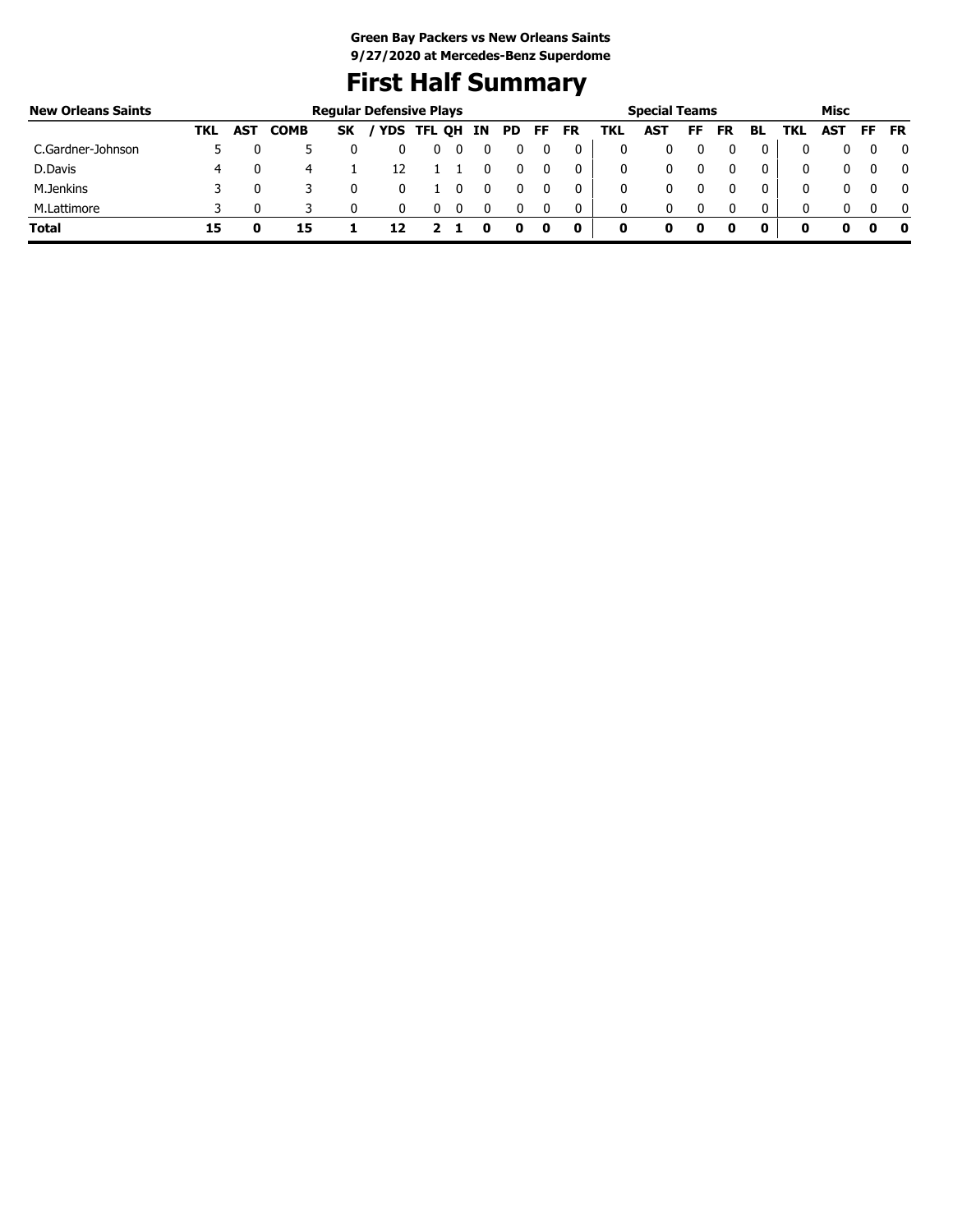**Green Bay Packers vs New Orleans Saints**
**9/27/2020 at Mercedes-Benz Superdome**

# First Half Summary

| New Orleans Saints | Regular Defensive Plays | | | | | | | | | | | Special Teams | | | | | Misc | | | |
|---|---|---|---|---|---|---|---|---|---|---|---|---|---|---|---|---|---|---|---|---|
| | TKL | AST | COMB | SK | / YDS | TFL | QH | IN | PD | FF | FR | TKL | AST | FF | FR | BL | TKL | AST | FF | FR |
| C.Gardner-Johnson | 5 | 0 | 5 | 0 | 0 | 0 | 0 | 0 | 0 | 0 | 0 | 0 | 0 | 0 | 0 | 0 | 0 | 0 | 0 | 0 |
| D.Davis | 4 | 0 | 4 | 1 | 12 | 1 | 1 | 0 | 0 | 0 | 0 | 0 | 0 | 0 | 0 | 0 | 0 | 0 | 0 | 0 |
| M.Jenkins | 3 | 0 | 3 | 0 | 0 | 1 | 0 | 0 | 0 | 0 | 0 | 0 | 0 | 0 | 0 | 0 | 0 | 0 | 0 | 0 |
| M.Lattimore | 3 | 0 | 3 | 0 | 0 | 0 | 0 | 0 | 0 | 0 | 0 | 0 | 0 | 0 | 0 | 0 | 0 | 0 | 0 | 0 |
| **Total** | **15** | **0** | **15** | **1** | **12** | **2** | **1** | **0** | **0** | **0** | **0** | **0** | **0** | **0** | **0** | **0** | **0** | **0** | **0** | **0** |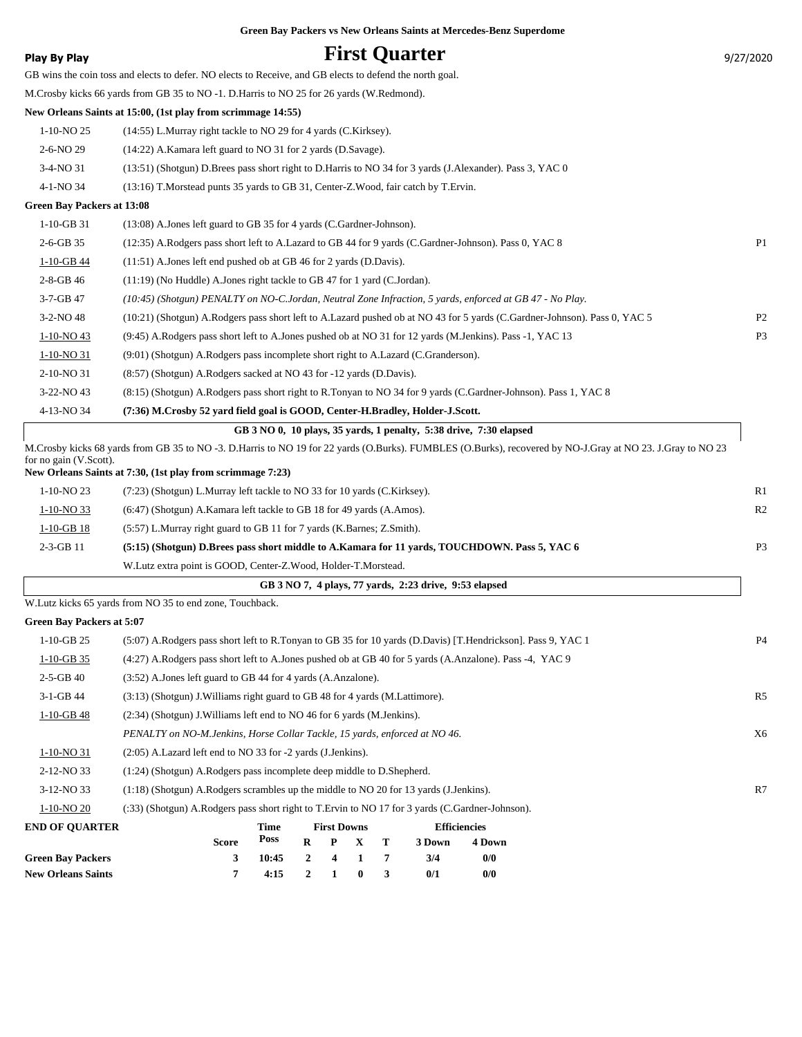**Green Bay Packers vs New Orleans Saints at Mercedes-Benz Superdome**

**Play By Play**

# First Quarter

9/27/2020

GB wins the coin toss and elects to defer. NO elects to Receive, and GB elects to defend the north goal.

M.Crosby kicks 66 yards from GB 35 to NO -1. D.Harris to NO 25 for 26 yards (W.Redmond).

**New Orleans Saints at 15:00, (1st play from scrimmage 14:55)**

| Down | Play | |
|---|---|---|
| 1-10-NO 25 | (14:55) L.Murray right tackle to NO 29 for 4 yards (C.Kirksey). | |
| 2-6-NO 29 | (14:22) A.Kamara left guard to NO 31 for 2 yards (D.Savage). | |
| 3-4-NO 31 | (13:51) (Shotgun) D.Brees pass short right to D.Harris to NO 34 for 3 yards (J.Alexander). Pass 3, YAC 0 | |
| 4-1-NO 34 | (13:16) T.Morstead punts 35 yards to GB 31, Center-Z.Wood, fair catch by T.Ervin. | |

**Green Bay Packers at 13:08**

| Down | Play | |
|---|---|---|
| 1-10-GB 31 | (13:08) A.Jones left guard to GB 35 for 4 yards (C.Gardner-Johnson). | |
| 2-6-GB 35 | (12:35) A.Rodgers pass short left to A.Lazard to GB 44 for 9 yards (C.Gardner-Johnson). Pass 0, YAC 8 | P1 |
| 1-10-GB 44 | (11:51) A.Jones left end pushed ob at GB 46 for 2 yards (D.Davis). | |
| 2-8-GB 46 | (11:19) (No Huddle) A.Jones right tackle to GB 47 for 1 yard (C.Jordan). | |
| 3-7-GB 47 | *(10:45) (Shotgun) PENALTY on NO-C.Jordan, Neutral Zone Infraction, 5 yards, enforced at GB 47 - No Play.* | |
| 3-2-NO 48 | (10:21) (Shotgun) A.Rodgers pass short left to A.Lazard pushed ob at NO 43 for 5 yards (C.Gardner-Johnson). Pass 0, YAC 5 | P2 |
| 1-10-NO 43 | (9:45) A.Rodgers pass short left to A.Jones pushed ob at NO 31 for 12 yards (M.Jenkins). Pass -1, YAC 13 | P3 |
| 1-10-NO 31 | (9:01) (Shotgun) A.Rodgers pass incomplete short right to A.Lazard (C.Granderson). | |
| 2-10-NO 31 | (8:57) (Shotgun) A.Rodgers sacked at NO 43 for -12 yards (D.Davis). | |
| 3-22-NO 43 | (8:15) (Shotgun) A.Rodgers pass short right to R.Tonyan to NO 34 for 9 yards (C.Gardner-Johnson). Pass 1, YAC 8 | |
| 4-13-NO 34 | **(7:36) M.Crosby 52 yard field goal is GOOD, Center-H.Bradley, Holder-J.Scott.** | |

**GB 3 NO 0, 10 plays, 35 yards, 1 penalty, 5:38 drive, 7:30 elapsed**

M.Crosby kicks 68 yards from GB 35 to NO -3. D.Harris to NO 19 for 22 yards (O.Burks). FUMBLES (O.Burks), recovered by NO-J.Gray at NO 23. J.Gray to NO 23 for no gain (V.Scott).

**New Orleans Saints at 7:30, (1st play from scrimmage 7:23)**

| Down | Play | |
|---|---|---|
| 1-10-NO 23 | (7:23) (Shotgun) L.Murray left tackle to NO 33 for 10 yards (C.Kirksey). | R1 |
| 1-10-NO 33 | (6:47) (Shotgun) A.Kamara left tackle to GB 18 for 49 yards (A.Amos). | R2 |
| 1-10-GB 18 | (5:57) L.Murray right guard to GB 11 for 7 yards (K.Barnes; Z.Smith). | |
| 2-3-GB 11 | **(5:15) (Shotgun) D.Brees pass short middle to A.Kamara for 11 yards, TOUCHDOWN. Pass 5, YAC 6** | P3 |
| | W.Lutz extra point is GOOD, Center-Z.Wood, Holder-T.Morstead. | |

**GB 3 NO 7, 4 plays, 77 yards, 2:23 drive, 9:53 elapsed**

W.Lutz kicks 65 yards from NO 35 to end zone, Touchback.

**Green Bay Packers at 5:07**

| Down | Play | |
|---|---|---|
| 1-10-GB 25 | (5:07) A.Rodgers pass short left to R.Tonyan to GB 35 for 10 yards (D.Davis) [T.Hendrickson]. Pass 9, YAC 1 | P4 |
| 1-10-GB 35 | (4:27) A.Rodgers pass short left to A.Jones pushed ob at GB 40 for 5 yards (A.Anzalone). Pass -4, YAC 9 | |
| 2-5-GB 40 | (3:52) A.Jones left guard to GB 44 for 4 yards (A.Anzalone). | |
| 3-1-GB 44 | (3:13) (Shotgun) J.Williams right guard to GB 48 for 4 yards (M.Lattimore). | R5 |
| 1-10-GB 48 | (2:34) (Shotgun) J.Williams left end to NO 46 for 6 yards (M.Jenkins). | |
| | *PENALTY on NO-M.Jenkins, Horse Collar Tackle, 15 yards, enforced at NO 46.* | X6 |
| 1-10-NO 31 | (2:05) A.Lazard left end to NO 33 for -2 yards (J.Jenkins). | |
| 2-12-NO 33 | (1:24) (Shotgun) A.Rodgers pass incomplete deep middle to D.Shepherd. | |
| 3-12-NO 33 | (1:18) (Shotgun) A.Rodgers scrambles up the middle to NO 20 for 13 yards (J.Jenkins). | R7 |
| 1-10-NO 20 | (:33) (Shotgun) A.Rodgers pass short right to T.Ervin to NO 17 for 3 yards (C.Gardner-Johnson). | |

| END OF QUARTER | Score | Time Poss | First Downs R | P | X | T | Efficiencies 3 Down | 4 Down |
|---|---|---|---|---|---|---|---|---|
| **Green Bay Packers** | 3 | 10:45 | 2 | 4 | 1 | 7 | 3/4 | 0/0 |
| **New Orleans Saints** | 7 | 4:15 | 2 | 1 | 0 | 3 | 0/1 | 0/0 |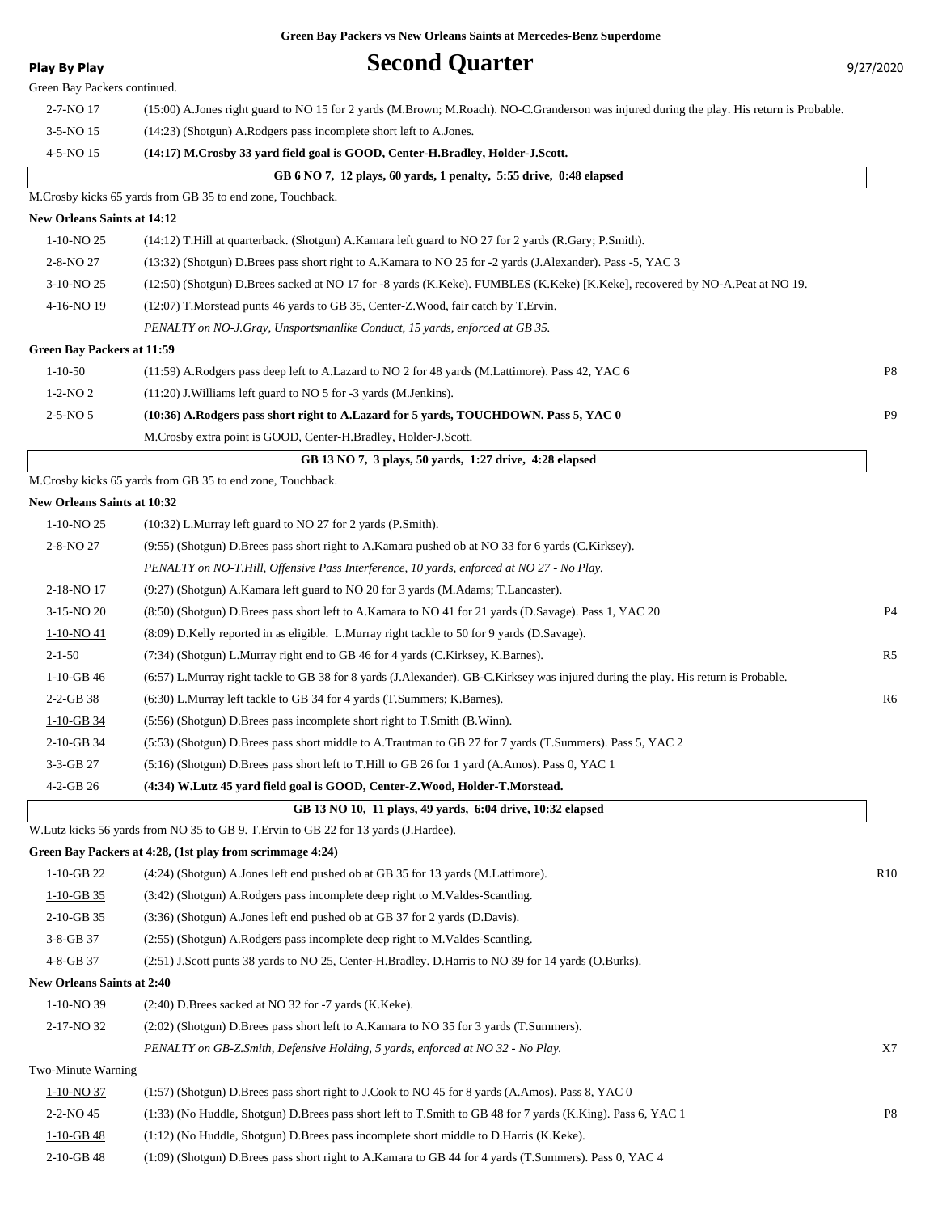Green Bay Packers vs New Orleans Saints at Mercedes-Benz Superdome

**Play By Play**

# Second Quarter

9/27/2020

Green Bay Packers continued.

| Down | Play | |
|---|---|---|
| 2-7-NO 17 | (15:00) A.Jones right guard to NO 15 for 2 yards (M.Brown; M.Roach). NO-C.Granderson was injured during the play. His return is Probable. | |
| 3-5-NO 15 | (14:23) (Shotgun) A.Rodgers pass incomplete short left to A.Jones. | |
| 4-5-NO 15 | **(14:17) M.Crosby 33 yard field goal is GOOD, Center-H.Bradley, Holder-J.Scott.** | |

**GB 6 NO 7, 12 plays, 60 yards, 1 penalty, 5:55 drive, 0:48 elapsed**

M.Crosby kicks 65 yards from GB 35 to end zone, Touchback.

**New Orleans Saints at 14:12**

| Down | Play | |
|---|---|---|
| 1-10-NO 25 | (14:12) T.Hill at quarterback. (Shotgun) A.Kamara left guard to NO 27 for 2 yards (R.Gary; P.Smith). | |
| 2-8-NO 27 | (13:32) (Shotgun) D.Brees pass short right to A.Kamara to NO 25 for -2 yards (J.Alexander). Pass -5, YAC 3 | |
| 3-10-NO 25 | (12:50) (Shotgun) D.Brees sacked at NO 17 for -8 yards (K.Keke). FUMBLES (K.Keke) [K.Keke], recovered by NO-A.Peat at NO 19. | |
| 4-16-NO 19 | (12:07) T.Morstead punts 46 yards to GB 35, Center-Z.Wood, fair catch by T.Ervin. | |
| | *PENALTY on NO-J.Gray, Unsportsmanlike Conduct, 15 yards, enforced at GB 35.* | |

**Green Bay Packers at 11:59**

| Down | Play | |
|---|---|---|
| 1-10-50 | (11:59) A.Rodgers pass deep left to A.Lazard to NO 2 for 48 yards (M.Lattimore). Pass 42, YAC 6 | P8 |
| 1-2-NO 2 | (11:20) J.Williams left guard to NO 5 for -3 yards (M.Jenkins). | |
| 2-5-NO 5 | **(10:36) A.Rodgers pass short right to A.Lazard for 5 yards, TOUCHDOWN. Pass 5, YAC 0** | P9 |
| | M.Crosby extra point is GOOD, Center-H.Bradley, Holder-J.Scott. | |

**GB 13 NO 7, 3 plays, 50 yards, 1:27 drive, 4:28 elapsed**

M.Crosby kicks 65 yards from GB 35 to end zone, Touchback.

**New Orleans Saints at 10:32**

| Down | Play | |
|---|---|---|
| 1-10-NO 25 | (10:32) L.Murray left guard to NO 27 for 2 yards (P.Smith). | |
| 2-8-NO 27 | (9:55) (Shotgun) D.Brees pass short right to A.Kamara pushed ob at NO 33 for 6 yards (C.Kirksey). | |
| | *PENALTY on NO-T.Hill, Offensive Pass Interference, 10 yards, enforced at NO 27 - No Play.* | |
| 2-18-NO 17 | (9:27) (Shotgun) A.Kamara left guard to NO 20 for 3 yards (M.Adams; T.Lancaster). | |
| 3-15-NO 20 | (8:50) (Shotgun) D.Brees pass short left to A.Kamara to NO 41 for 21 yards (D.Savage). Pass 1, YAC 20 | P4 |
| 1-10-NO 41 | (8:09) D.Kelly reported in as eligible. L.Murray right tackle to 50 for 9 yards (D.Savage). | |
| 2-1-50 | (7:34) (Shotgun) L.Murray right end to GB 46 for 4 yards (C.Kirksey, K.Barnes). | R5 |
| 1-10-GB 46 | (6:57) L.Murray right tackle to GB 38 for 8 yards (J.Alexander). GB-C.Kirksey was injured during the play. His return is Probable. | |
| 2-2-GB 38 | (6:30) L.Murray left tackle to GB 34 for 4 yards (T.Summers; K.Barnes). | R6 |
| 1-10-GB 34 | (5:56) (Shotgun) D.Brees pass incomplete short right to T.Smith (B.Winn). | |
| 2-10-GB 34 | (5:53) (Shotgun) D.Brees pass short middle to A.Trautman to GB 27 for 7 yards (T.Summers). Pass 5, YAC 2 | |
| 3-3-GB 27 | (5:16) (Shotgun) D.Brees pass short left to T.Hill to GB 26 for 1 yard (A.Amos). Pass 0, YAC 1 | |
| 4-2-GB 26 | **(4:34) W.Lutz 45 yard field goal is GOOD, Center-Z.Wood, Holder-T.Morstead.** | |

**GB 13 NO 10, 11 plays, 49 yards, 6:04 drive, 10:32 elapsed**

W.Lutz kicks 56 yards from NO 35 to GB 9. T.Ervin to GB 22 for 13 yards (J.Hardee).

**Green Bay Packers at 4:28, (1st play from scrimmage 4:24)**

| Down | Play | |
|---|---|---|
| 1-10-GB 22 | (4:24) (Shotgun) A.Jones left end pushed ob at GB 35 for 13 yards (M.Lattimore). | R10 |
| 1-10-GB 35 | (3:42) (Shotgun) A.Rodgers pass incomplete deep right to M.Valdes-Scantling. | |
| 2-10-GB 35 | (3:36) (Shotgun) A.Jones left end pushed ob at GB 37 for 2 yards (D.Davis). | |
| 3-8-GB 37 | (2:55) (Shotgun) A.Rodgers pass incomplete deep right to M.Valdes-Scantling. | |
| 4-8-GB 37 | (2:51) J.Scott punts 38 yards to NO 25, Center-H.Bradley. D.Harris to NO 39 for 14 yards (O.Burks). | |

**New Orleans Saints at 2:40**

| Down | Play | |
|---|---|---|
| 1-10-NO 39 | (2:40) D.Brees sacked at NO 32 for -7 yards (K.Keke). | |
| 2-17-NO 32 | (2:02) (Shotgun) D.Brees pass short left to A.Kamara to NO 35 for 3 yards (T.Summers). | |
| | *PENALTY on GB-Z.Smith, Defensive Holding, 5 yards, enforced at NO 32 - No Play.* | X7 |
| Two-Minute Warning | | |
| 1-10-NO 37 | (1:57) (Shotgun) D.Brees pass short right to J.Cook to NO 45 for 8 yards (A.Amos). Pass 8, YAC 0 | |
| 2-2-NO 45 | (1:33) (No Huddle, Shotgun) D.Brees pass short left to T.Smith to GB 48 for 7 yards (K.King). Pass 6, YAC 1 | P8 |
| 1-10-GB 48 | (1:12) (No Huddle, Shotgun) D.Brees pass incomplete short middle to D.Harris (K.Keke). | |
| 2-10-GB 48 | (1:09) (Shotgun) D.Brees pass short right to A.Kamara to GB 44 for 4 yards (T.Summers). Pass 0, YAC 4 | |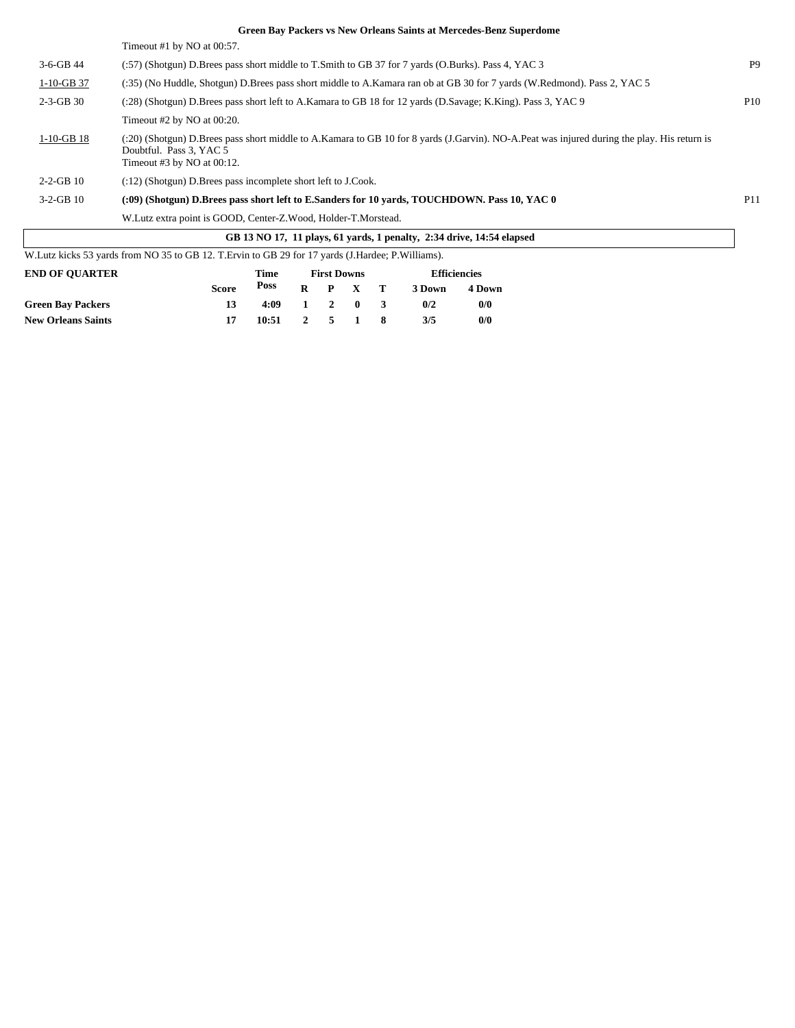**Green Bay Packers vs New Orleans Saints at Mercedes-Benz Superdome**

| | | |
|---|---|---|
| | Timeout #1 by NO at 00:57. | |
| 3-6-GB 44 | (:57) (Shotgun) D.Brees pass short middle to T.Smith to GB 37 for 7 yards (O.Burks). Pass 4, YAC 3 | P9 |
| 1-10-GB 37 | (:35) (No Huddle, Shotgun) D.Brees pass short middle to A.Kamara ran ob at GB 30 for 7 yards (W.Redmond). Pass 2, YAC 5 | |
| 2-3-GB 30 | (:28) (Shotgun) D.Brees pass short left to A.Kamara to GB 18 for 12 yards (D.Savage; K.King). Pass 3, YAC 9 | P10 |
| | Timeout #2 by NO at 00:20. | |
| 1-10-GB 18 | (:20) (Shotgun) D.Brees pass short middle to A.Kamara to GB 10 for 8 yards (J.Garvin). NO-A.Peat was injured during the play. His return is Doubtful. Pass 3, YAC 5<br>Timeout #3 by NO at 00:12. | |
| 2-2-GB 10 | (:12) (Shotgun) D.Brees pass incomplete short left to J.Cook. | |
| 3-2-GB 10 | **(:09) (Shotgun) D.Brees pass short left to E.Sanders for 10 yards, TOUCHDOWN. Pass 10, YAC 0** | P11 |
| | W.Lutz extra point is GOOD, Center-Z.Wood, Holder-T.Morstead. | |

**GB 13 NO 17, 11 plays, 61 yards, 1 penalty, 2:34 drive, 14:54 elapsed**

W.Lutz kicks 53 yards from NO 35 to GB 12. T.Ervin to GB 29 for 17 yards (J.Hardee; P.Williams).

| END OF QUARTER | Score | Time Poss | First Downs R | P | X | T | Efficiencies 3 Down | 4 Down |
|---|---|---|---|---|---|---|---|---|
| **Green Bay Packers** | **13** | **4:09** | **1** | **2** | **0** | **3** | **0/2** | **0/0** |
| **New Orleans Saints** | **17** | **10:51** | **2** | **5** | **1** | **8** | **3/5** | **0/0** |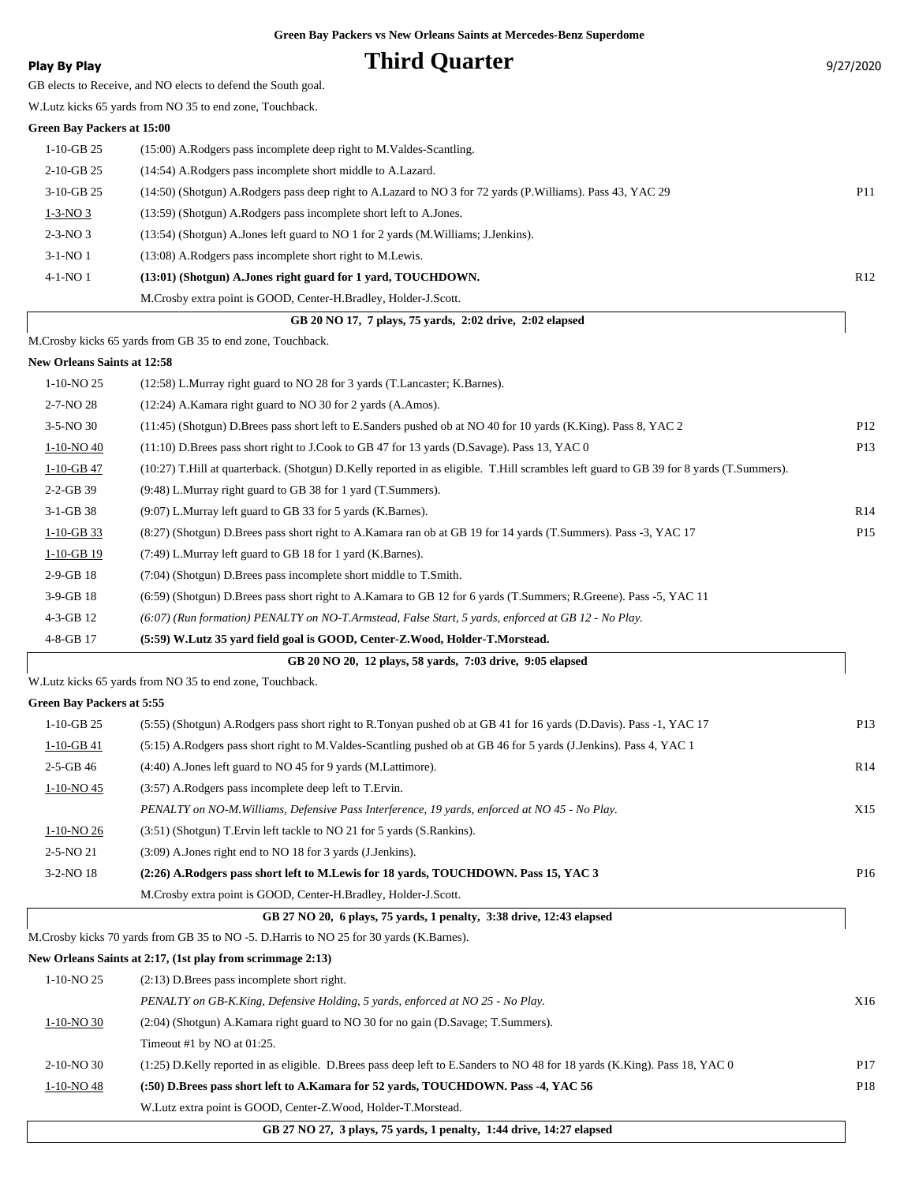**Green Bay Packers vs New Orleans Saints at Mercedes-Benz Superdome**

**Play By Play**

# Third Quarter

9/27/2020

GB elects to Receive, and NO elects to defend the South goal.

W.Lutz kicks 65 yards from NO 35 to end zone, Touchback.

**Green Bay Packers at 15:00**

| | | |
|---|---|---|
| 1-10-GB 25 | (15:00) A.Rodgers pass incomplete deep right to M.Valdes-Scantling. | |
| 2-10-GB 25 | (14:54) A.Rodgers pass incomplete short middle to A.Lazard. | |
| 3-10-GB 25 | (14:50) (Shotgun) A.Rodgers pass deep right to A.Lazard to NO 3 for 72 yards (P.Williams). Pass 43, YAC 29 | P11 |
| 1-3-NO 3 | (13:59) (Shotgun) A.Rodgers pass incomplete short left to A.Jones. | |
| 2-3-NO 3 | (13:54) (Shotgun) A.Jones left guard to NO 1 for 2 yards (M.Williams; J.Jenkins). | |
| 3-1-NO 1 | (13:08) A.Rodgers pass incomplete short right to M.Lewis. | |
| 4-1-NO 1 | **(13:01) (Shotgun) A.Jones right guard for 1 yard, TOUCHDOWN.** | R12 |
| | M.Crosby extra point is GOOD, Center-H.Bradley, Holder-J.Scott. | |

**GB 20 NO 17, 7 plays, 75 yards, 2:02 drive, 2:02 elapsed**

M.Crosby kicks 65 yards from GB 35 to end zone, Touchback.

**New Orleans Saints at 12:58**

| | | |
|---|---|---|
| 1-10-NO 25 | (12:58) L.Murray right guard to NO 28 for 3 yards (T.Lancaster; K.Barnes). | |
| 2-7-NO 28 | (12:24) A.Kamara right guard to NO 30 for 2 yards (A.Amos). | |
| 3-5-NO 30 | (11:45) (Shotgun) D.Brees pass short left to E.Sanders pushed ob at NO 40 for 10 yards (K.King). Pass 8, YAC 2 | P12 |
| 1-10-NO 40 | (11:10) D.Brees pass short right to J.Cook to GB 47 for 13 yards (D.Savage). Pass 13, YAC 0 | P13 |
| 1-10-GB 47 | (10:27) T.Hill at quarterback. (Shotgun) D.Kelly reported in as eligible. T.Hill scrambles left guard to GB 39 for 8 yards (T.Summers). | |
| 2-2-GB 39 | (9:48) L.Murray right guard to GB 38 for 1 yard (T.Summers). | |
| 3-1-GB 38 | (9:07) L.Murray left guard to GB 33 for 5 yards (K.Barnes). | R14 |
| 1-10-GB 33 | (8:27) (Shotgun) D.Brees pass short right to A.Kamara ran ob at GB 19 for 14 yards (T.Summers). Pass -3, YAC 17 | P15 |
| 1-10-GB 19 | (7:49) L.Murray left guard to GB 18 for 1 yard (K.Barnes). | |
| 2-9-GB 18 | (7:04) (Shotgun) D.Brees pass incomplete short middle to T.Smith. | |
| 3-9-GB 18 | (6:59) (Shotgun) D.Brees pass short right to A.Kamara to GB 12 for 6 yards (T.Summers; R.Greene). Pass -5, YAC 11 | |
| 4-3-GB 12 | *(6:07) (Run formation) PENALTY on NO-T.Armstead, False Start, 5 yards, enforced at GB 12 - No Play.* | |
| 4-8-GB 17 | **(5:59) W.Lutz 35 yard field goal is GOOD, Center-Z.Wood, Holder-T.Morstead.** | |

**GB 20 NO 20, 12 plays, 58 yards, 7:03 drive, 9:05 elapsed**

W.Lutz kicks 65 yards from NO 35 to end zone, Touchback.

**Green Bay Packers at 5:55**

| | | |
|---|---|---|
| 1-10-GB 25 | (5:55) (Shotgun) A.Rodgers pass short right to R.Tonyan pushed ob at GB 41 for 16 yards (D.Davis). Pass -1, YAC 17 | P13 |
| 1-10-GB 41 | (5:15) A.Rodgers pass short right to M.Valdes-Scantling pushed ob at GB 46 for 5 yards (J.Jenkins). Pass 4, YAC 1 | |
| 2-5-GB 46 | (4:40) A.Jones left guard to NO 45 for 9 yards (M.Lattimore). | R14 |
| 1-10-NO 45 | (3:57) A.Rodgers pass incomplete deep left to T.Ervin. | |
| | *PENALTY on NO-M.Williams, Defensive Pass Interference, 19 yards, enforced at NO 45 - No Play.* | X15 |
| 1-10-NO 26 | (3:51) (Shotgun) T.Ervin left tackle to NO 21 for 5 yards (S.Rankins). | |
| 2-5-NO 21 | (3:09) A.Jones right end to NO 18 for 3 yards (J.Jenkins). | |
| 3-2-NO 18 | **(2:26) A.Rodgers pass short left to M.Lewis for 18 yards, TOUCHDOWN. Pass 15, YAC 3** | P16 |
| | M.Crosby extra point is GOOD, Center-H.Bradley, Holder-J.Scott. | |

**GB 27 NO 20, 6 plays, 75 yards, 1 penalty, 3:38 drive, 12:43 elapsed**

M.Crosby kicks 70 yards from GB 35 to NO -5. D.Harris to NO 25 for 30 yards (K.Barnes).

**New Orleans Saints at 2:17, (1st play from scrimmage 2:13)**

| | | |
|---|---|---|
| 1-10-NO 25 | (2:13) D.Brees pass incomplete short right. | |
| | *PENALTY on GB-K.King, Defensive Holding, 5 yards, enforced at NO 25 - No Play.* | X16 |
| 1-10-NO 30 | (2:04) (Shotgun) A.Kamara right guard to NO 30 for no gain (D.Savage; T.Summers). | |
| | Timeout #1 by NO at 01:25. | |
| 2-10-NO 30 | (1:25) D.Kelly reported in as eligible. D.Brees pass deep left to E.Sanders to NO 48 for 18 yards (K.King). Pass 18, YAC 0 | P17 |
| 1-10-NO 48 | **(:50) D.Brees pass short left to A.Kamara for 52 yards, TOUCHDOWN. Pass -4, YAC 56** | P18 |
| | W.Lutz extra point is GOOD, Center-Z.Wood, Holder-T.Morstead. | |

**GB 27 NO 27, 3 plays, 75 yards, 1 penalty, 1:44 drive, 14:27 elapsed**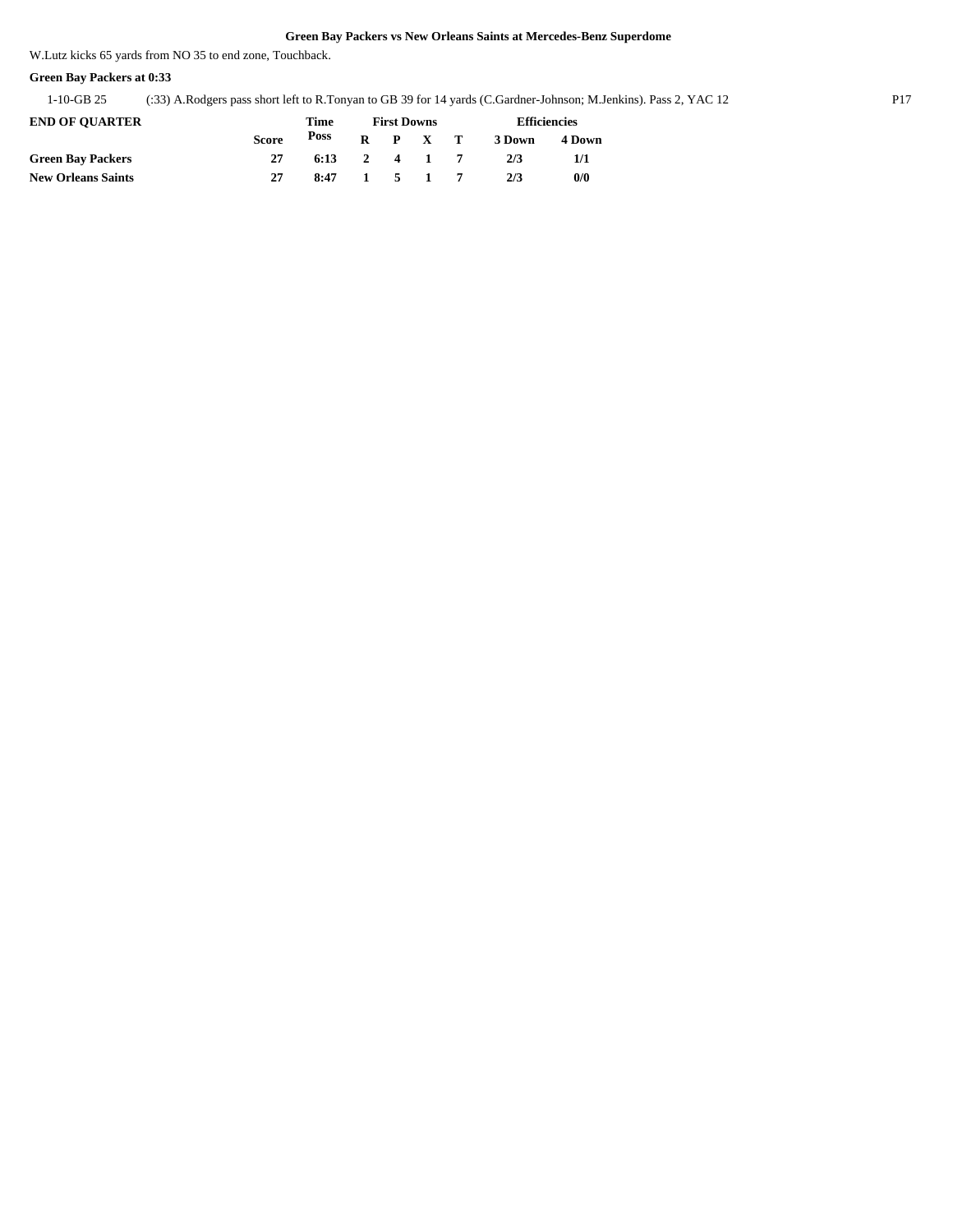**Green Bay Packers vs New Orleans Saints at Mercedes-Benz Superdome**

W.Lutz kicks 65 yards from NO 35 to end zone, Touchback.

**Green Bay Packers at 0:33**

| | | |
|---|---|---|
| 1-10-GB 25 | (:33) A.Rodgers pass short left to R.Tonyan to GB 39 for 14 yards (C.Gardner-Johnson; M.Jenkins). Pass 2, YAC 12 | P17 |

| END OF QUARTER | Score | Time Poss | First Downs | | | | Efficiencies | |
|---|---|---|---|---|---|---|---|---|
| | | | R | P | X | T | 3 Down | 4 Down |
| **Green Bay Packers** | 27 | 6:13 | 2 | 4 | 1 | 7 | 2/3 | 1/1 |
| **New Orleans Saints** | 27 | 8:47 | 1 | 5 | 1 | 7 | 2/3 | 0/0 |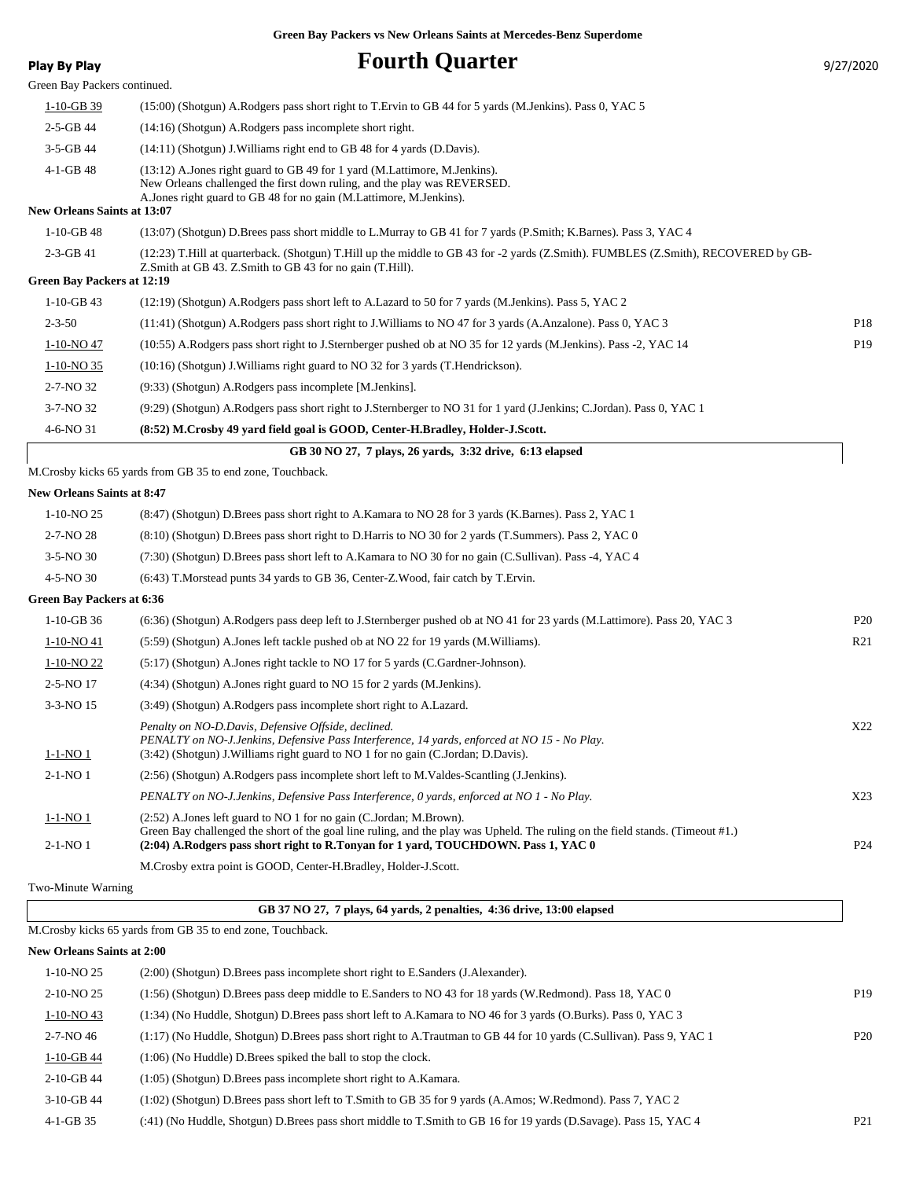**Green Bay Packers vs New Orleans Saints at Mercedes-Benz Superdome**

**Play By Play**

# Fourth Quarter

9/27/2020

Green Bay Packers continued.

| Down | Play | |
|---|---|---|
| 1-10-GB 39 | (15:00) (Shotgun) A.Rodgers pass short right to T.Ervin to GB 44 for 5 yards (M.Jenkins). Pass 0, YAC 5 | |
| 2-5-GB 44 | (14:16) (Shotgun) A.Rodgers pass incomplete short right. | |
| 3-5-GB 44 | (14:11) (Shotgun) J.Williams right end to GB 48 for 4 yards (D.Davis). | |
| 4-1-GB 48 | (13:12) A.Jones right guard to GB 49 for 1 yard (M.Lattimore, M.Jenkins). New Orleans challenged the first down ruling, and the play was REVERSED. A.Jones right guard to GB 48 for no gain (M.Lattimore, M.Jenkins). | |

**New Orleans Saints at 13:07**

| Down | Play | |
|---|---|---|
| 1-10-GB 48 | (13:07) (Shotgun) D.Brees pass short middle to L.Murray to GB 41 for 7 yards (P.Smith; K.Barnes). Pass 3, YAC 4 | |
| 2-3-GB 41 | (12:23) T.Hill at quarterback. (Shotgun) T.Hill up the middle to GB 43 for -2 yards (Z.Smith). FUMBLES (Z.Smith), RECOVERED by GB-Z.Smith at GB 43. Z.Smith to GB 43 for no gain (T.Hill). | |

**Green Bay Packers at 12:19**

| Down | Play | |
|---|---|---|
| 1-10-GB 43 | (12:19) (Shotgun) A.Rodgers pass short left to A.Lazard to 50 for 7 yards (M.Jenkins). Pass 5, YAC 2 | |
| 2-3-50 | (11:41) (Shotgun) A.Rodgers pass short right to J.Williams to NO 47 for 3 yards (A.Anzalone). Pass 0, YAC 3 | P18 |
| 1-10-NO 47 | (10:55) A.Rodgers pass short right to J.Sternberger pushed ob at NO 35 for 12 yards (M.Jenkins). Pass -2, YAC 14 | P19 |
| 1-10-NO 35 | (10:16) (Shotgun) J.Williams right guard to NO 32 for 3 yards (T.Hendrickson). | |
| 2-7-NO 32 | (9:33) (Shotgun) A.Rodgers pass incomplete [M.Jenkins]. | |
| 3-7-NO 32 | (9:29) (Shotgun) A.Rodgers pass short right to J.Sternberger to NO 31 for 1 yard (J.Jenkins; C.Jordan). Pass 0, YAC 1 | |
| 4-6-NO 31 | **(8:52) M.Crosby 49 yard field goal is GOOD, Center-H.Bradley, Holder-J.Scott.** | |

**GB 30 NO 27, 7 plays, 26 yards, 3:32 drive, 6:13 elapsed**

M.Crosby kicks 65 yards from GB 35 to end zone, Touchback.

**New Orleans Saints at 8:47**

| Down | Play | |
|---|---|---|
| 1-10-NO 25 | (8:47) (Shotgun) D.Brees pass short right to A.Kamara to NO 28 for 3 yards (K.Barnes). Pass 2, YAC 1 | |
| 2-7-NO 28 | (8:10) (Shotgun) D.Brees pass short right to D.Harris to NO 30 for 2 yards (T.Summers). Pass 2, YAC 0 | |
| 3-5-NO 30 | (7:30) (Shotgun) D.Brees pass short left to A.Kamara to NO 30 for no gain (C.Sullivan). Pass -4, YAC 4 | |
| 4-5-NO 30 | (6:43) T.Morstead punts 34 yards to GB 36, Center-Z.Wood, fair catch by T.Ervin. | |

**Green Bay Packers at 6:36**

| Down | Play | |
|---|---|---|
| 1-10-GB 36 | (6:36) (Shotgun) A.Rodgers pass deep left to J.Sternberger pushed ob at NO 41 for 23 yards (M.Lattimore). Pass 20, YAC 3 | P20 |
| 1-10-NO 41 | (5:59) (Shotgun) A.Jones left tackle pushed ob at NO 22 for 19 yards (M.Williams). | R21 |
| 1-10-NO 22 | (5:17) (Shotgun) A.Jones right tackle to NO 17 for 5 yards (C.Gardner-Johnson). | |
| 2-5-NO 17 | (4:34) (Shotgun) A.Jones right guard to NO 15 for 2 yards (M.Jenkins). | |
| 3-3-NO 15 | (3:49) (Shotgun) A.Rodgers pass incomplete short right to A.Lazard. *Penalty on NO-D.Davis, Defensive Offside, declined. PENALTY on NO-J.Jenkins, Defensive Pass Interference, 14 yards, enforced at NO 15 - No Play.* | X22 |
| 1-1-NO 1 | (3:42) (Shotgun) J.Williams right guard to NO 1 for no gain (C.Jordan; D.Davis). | |
| 2-1-NO 1 | (2:56) (Shotgun) A.Rodgers pass incomplete short left to M.Valdes-Scantling (J.Jenkins). *PENALTY on NO-J.Jenkins, Defensive Pass Interference, 0 yards, enforced at NO 1 - No Play.* | X23 |
| 1-1-NO 1 | (2:52) A.Jones left guard to NO 1 for no gain (C.Jordan; M.Brown). Green Bay challenged the short of the goal line ruling, and the play was Upheld. The ruling on the field stands. (Timeout #1.) | |
| 2-1-NO 1 | **(2:04) A.Rodgers pass short right to R.Tonyan for 1 yard, TOUCHDOWN. Pass 1, YAC 0** | P24 |
| | M.Crosby extra point is GOOD, Center-H.Bradley, Holder-J.Scott. | |

Two-Minute Warning

**GB 37 NO 27, 7 plays, 64 yards, 2 penalties, 4:36 drive, 13:00 elapsed**

M.Crosby kicks 65 yards from GB 35 to end zone, Touchback.

**New Orleans Saints at 2:00**

| Down | Play | |
|---|---|---|
| 1-10-NO 25 | (2:00) (Shotgun) D.Brees pass incomplete short right to E.Sanders (J.Alexander). | |
| 2-10-NO 25 | (1:56) (Shotgun) D.Brees pass deep middle to E.Sanders to NO 43 for 18 yards (W.Redmond). Pass 18, YAC 0 | P19 |
| 1-10-NO 43 | (1:34) (No Huddle, Shotgun) D.Brees pass short left to A.Kamara to NO 46 for 3 yards (O.Burks). Pass 0, YAC 3 | |
| 2-7-NO 46 | (1:17) (No Huddle, Shotgun) D.Brees pass short right to A.Trautman to GB 44 for 10 yards (C.Sullivan). Pass 9, YAC 1 | P20 |
| 1-10-GB 44 | (1:06) (No Huddle) D.Brees spiked the ball to stop the clock. | |
| 2-10-GB 44 | (1:05) (Shotgun) D.Brees pass incomplete short right to A.Kamara. | |
| 3-10-GB 44 | (1:02) (Shotgun) D.Brees pass short left to T.Smith to GB 35 for 9 yards (A.Amos; W.Redmond). Pass 7, YAC 2 | |
| 4-1-GB 35 | (:41) (No Huddle, Shotgun) D.Brees pass short middle to T.Smith to GB 16 for 19 yards (D.Savage). Pass 15, YAC 4 | P21 |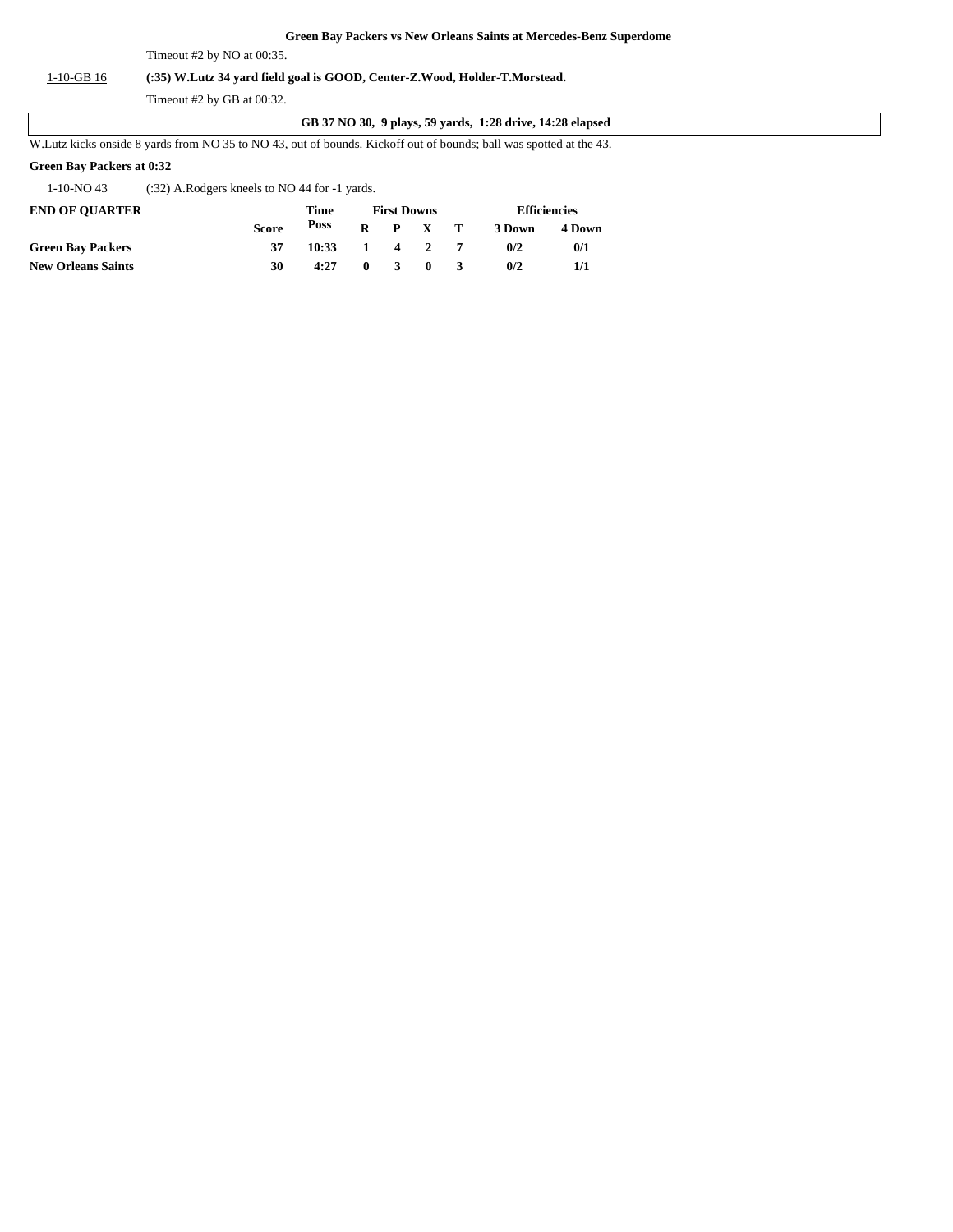**Green Bay Packers vs New Orleans Saints at Mercedes-Benz Superdome**

Timeout #2 by NO at 00:35.

1-10-GB 16 **(:35) W.Lutz 34 yard field goal is GOOD, Center-Z.Wood, Holder-T.Morstead.**

Timeout #2 by GB at 00:32.

**GB 37 NO 30, 9 plays, 59 yards, 1:28 drive, 14:28 elapsed**

W.Lutz kicks onside 8 yards from NO 35 to NO 43, out of bounds. Kickoff out of bounds; ball was spotted at the 43.

**Green Bay Packers at 0:32**

1-10-NO 43 (:32) A.Rodgers kneels to NO 44 for -1 yards.

| END OF QUARTER | Score | Time Poss | First Downs R | P | X | T | Efficiencies 3 Down | 4 Down |
|---|---|---|---|---|---|---|---|---|
| Green Bay Packers | 37 | 10:33 | 1 | 4 | 2 | 7 | 0/2 | 0/1 |
| New Orleans Saints | 30 | 4:27 | 0 | 3 | 0 | 3 | 0/2 | 1/1 |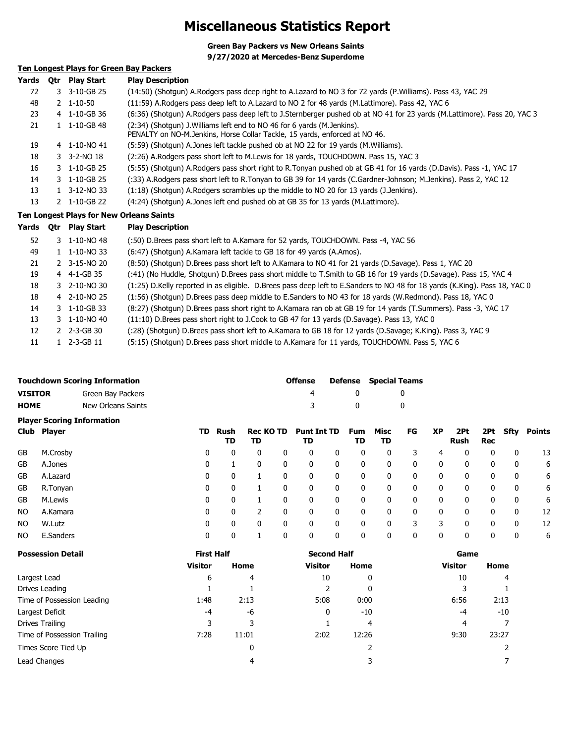# Miscellaneous Statistics Report

**Green Bay Packers vs New Orleans Saints**
**9/27/2020 at Mercedes-Benz Superdome**

## Ten Longest Plays for Green Bay Packers

| Yards | Qtr | Play Start | Play Description |
|---|---|---|---|
| 72 | 3 | 3-10-GB 25 | (14:50) (Shotgun) A.Rodgers pass deep right to A.Lazard to NO 3 for 72 yards (P.Williams). Pass 43, YAC 29 |
| 48 | 2 | 1-10-50 | (11:59) A.Rodgers pass deep left to A.Lazard to NO 2 for 48 yards (M.Lattimore). Pass 42, YAC 6 |
| 23 | 4 | 1-10-GB 36 | (6:36) (Shotgun) A.Rodgers pass deep left to J.Sternberger pushed ob at NO 41 for 23 yards (M.Lattimore). Pass 20, YAC 3 |
| 21 | 1 | 1-10-GB 48 | (2:34) (Shotgun) J.Williams left end to NO 46 for 6 yards (M.Jenkins). PENALTY on NO-M.Jenkins, Horse Collar Tackle, 15 yards, enforced at NO 46. |
| 19 | 4 | 1-10-NO 41 | (5:59) (Shotgun) A.Jones left tackle pushed ob at NO 22 for 19 yards (M.Williams). |
| 18 | 3 | 3-2-NO 18 | (2:26) A.Rodgers pass short left to M.Lewis for 18 yards, TOUCHDOWN. Pass 15, YAC 3 |
| 16 | 3 | 1-10-GB 25 | (5:55) (Shotgun) A.Rodgers pass short right to R.Tonyan pushed ob at GB 41 for 16 yards (D.Davis). Pass -1, YAC 17 |
| 14 | 3 | 1-10-GB 25 | (:33) A.Rodgers pass short left to R.Tonyan to GB 39 for 14 yards (C.Gardner-Johnson; M.Jenkins). Pass 2, YAC 12 |
| 13 | 1 | 3-12-NO 33 | (1:18) (Shotgun) A.Rodgers scrambles up the middle to NO 20 for 13 yards (J.Jenkins). |
| 13 | 2 | 1-10-GB 22 | (4:24) (Shotgun) A.Jones left end pushed ob at GB 35 for 13 yards (M.Lattimore). |

## Ten Longest Plays for New Orleans Saints

| Yards | Qtr | Play Start | Play Description |
|---|---|---|---|
| 52 | 3 | 1-10-NO 48 | (:50) D.Brees pass short left to A.Kamara for 52 yards, TOUCHDOWN. Pass -4, YAC 56 |
| 49 | 1 | 1-10-NO 33 | (6:47) (Shotgun) A.Kamara left tackle to GB 18 for 49 yards (A.Amos). |
| 21 | 2 | 3-15-NO 20 | (8:50) (Shotgun) D.Brees pass short left to A.Kamara to NO 41 for 21 yards (D.Savage). Pass 1, YAC 20 |
| 19 | 4 | 4-1-GB 35 | (:41) (No Huddle, Shotgun) D.Brees pass short middle to T.Smith to GB 16 for 19 yards (D.Savage). Pass 15, YAC 4 |
| 18 | 3 | 2-10-NO 30 | (1:25) D.Kelly reported in as eligible. D.Brees pass deep left to E.Sanders to NO 48 for 18 yards (K.King). Pass 18, YAC 0 |
| 18 | 4 | 2-10-NO 25 | (1:56) (Shotgun) D.Brees pass deep middle to E.Sanders to NO 43 for 18 yards (W.Redmond). Pass 18, YAC 0 |
| 14 | 3 | 1-10-GB 33 | (8:27) (Shotgun) D.Brees pass short right to A.Kamara ran ob at GB 19 for 14 yards (T.Summers). Pass -3, YAC 17 |
| 13 | 3 | 1-10-NO 40 | (11:10) D.Brees pass short right to J.Cook to GB 47 for 13 yards (D.Savage). Pass 13, YAC 0 |
| 12 | 2 | 2-3-GB 30 | (:28) (Shotgun) D.Brees pass short left to A.Kamara to GB 18 for 12 yards (D.Savage; K.King). Pass 3, YAC 9 |
| 11 | 1 | 2-3-GB 11 | (5:15) (Shotgun) D.Brees pass short middle to A.Kamara for 11 yards, TOUCHDOWN. Pass 5, YAC 6 |

## Touchdown Scoring Information

| | | Offense | Defense | Special Teams |
|---|---|---|---|---|
| **VISITOR** | Green Bay Packers | 4 | 0 | 0 |
| **HOME** | New Orleans Saints | 3 | 0 | 0 |

## Player Scoring Information

| Club | Player | TD | Rush TD | Rec TD | KO TD | Punt TD | Int TD | Fum TD | Misc TD | FG | XP | 2Pt Rush | 2Pt Rec | Sfty | Points |
|---|---|---|---|---|---|---|---|---|---|---|---|---|---|---|---|
| GB | M.Crosby | 0 | 0 | 0 | 0 | 0 | 0 | 0 | 0 | 3 | 4 | 0 | 0 | 0 | 13 |
| GB | A.Jones | 0 | 1 | 0 | 0 | 0 | 0 | 0 | 0 | 0 | 0 | 0 | 0 | 0 | 6 |
| GB | A.Lazard | 0 | 0 | 1 | 0 | 0 | 0 | 0 | 0 | 0 | 0 | 0 | 0 | 0 | 6 |
| GB | R.Tonyan | 0 | 0 | 1 | 0 | 0 | 0 | 0 | 0 | 0 | 0 | 0 | 0 | 0 | 6 |
| GB | M.Lewis | 0 | 0 | 1 | 0 | 0 | 0 | 0 | 0 | 0 | 0 | 0 | 0 | 0 | 6 |
| NO | A.Kamara | 0 | 0 | 2 | 0 | 0 | 0 | 0 | 0 | 0 | 0 | 0 | 0 | 0 | 12 |
| NO | W.Lutz | 0 | 0 | 0 | 0 | 0 | 0 | 0 | 0 | 3 | 3 | 0 | 0 | 0 | 12 |
| NO | E.Sanders | 0 | 0 | 1 | 0 | 0 | 0 | 0 | 0 | 0 | 0 | 0 | 0 | 0 | 6 |

## Possession Detail

| | First Half | | Second Half | | Game | |
|---|---|---|---|---|---|---|
| | Visitor | Home | Visitor | Home | Visitor | Home |
| Largest Lead | 6 | 4 | 10 | 0 | 10 | 4 |
| Drives Leading | 1 | 1 | 2 | 0 | 3 | 1 |
| Time of Possession Leading | 1:48 | 2:13 | 5:08 | 0:00 | 6:56 | 2:13 |
| Largest Deficit | -4 | -6 | 0 | -10 | -4 | -10 |
| Drives Trailing | 3 | 3 | 1 | 4 | 4 | 7 |
| Time of Possession Trailing | 7:28 | 11:01 | 2:02 | 12:26 | 9:30 | 23:27 |
| Times Score Tied Up | | 0 | | 2 | | 2 |
| Lead Changes | | 4 | | 3 | | 7 |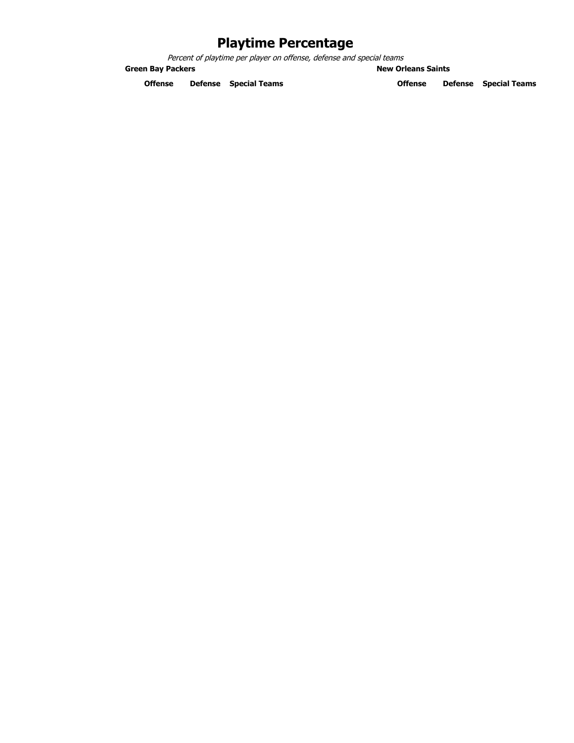# Playtime Percentage

*Percent of playtime per player on offense, defense and special teams*

| Green Bay Packers | | | | New Orleans Saints | | |
|---|---|---|---|---|---|---|
| | Offense | Defense | Special Teams | Offense | Defense | Special Teams |